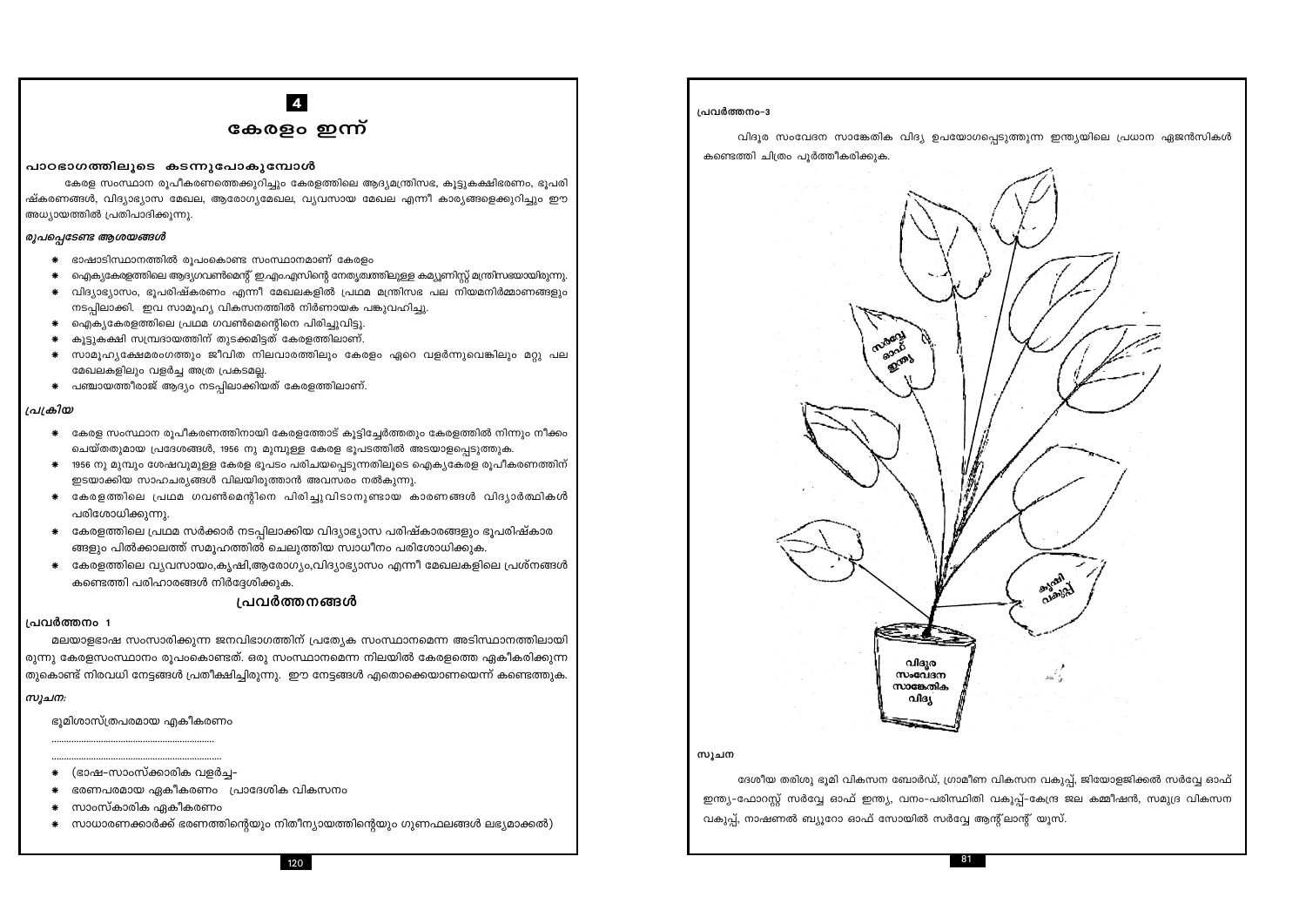# 4

# കേരളം ഇന്ന്

## പാഠഭാഗത്തിലൂടെ കടന്നുപോകുമ്പോൾ

കേരള സംസ്ഥാന രൂപീകരണത്തെക്കുറിച്ചും കേരളത്തിലെ ആദ്യമന്ത്രിസഭ, കൂട്ടുകക്ഷിഭരണം, ഭൂപരിഷ്കരണങ്ങൾ, വിദ്യാഭ്യാസ മേഖല, ആരോഗ്യമേഖല, വ്യവസായ മേഖല എന്നീ കാര്യങ്ങളെക്കുറിച്ചും ഈ അധ്യായത്തിൽ പ്രതിപാദിക്കുന്നു.

### *രൂപപ്പെടേണ്ട ആശയങ്ങൾ*

- ഭാഷാടിസ്ഥാനത്തിൽ രൂപംകൊണ്ട സംസ്ഥാനമാണ് കേരളം
- ഐക്യകേരളത്തിലെ ആദ്യഗവൺമെന്റ് ഇ.എം.എസിന്റെ നേതൃത്വത്തിലുള്ള കമ്യൂണിസ്റ്റ് മന്ത്രിസഭയായിരുന്നു.
- വിദ്യാഭ്യാസം, ഭൂപരിഷ്കരണം എന്നീ മേഖലകളിൽ പ്രഥമ മന്ത്രിസഭ പല നിയമനിർമ്മാണങ്ങളും നടപ്പിലാക്കി. ഇവ സാമൂഹ്യ വികസനത്തിൽ നിർണായക പങ്കുവഹിച്ചു.
- ഐക്യകേരളത്തിലെ പ്രഥമ ഗവൺമെന്റിനെ പിരിച്ചുവിട്ടു.
- കൂട്ടുകക്ഷി സമ്പ്രദായത്തിന് തുടക്കമിട്ടത് കേരളത്തിലാണ്.
- സാമൂഹ്യക്ഷേമരംഗത്തും ജീവിത നിലവാരത്തിലും കേരളം ഏറെ വളർന്നുവെങ്കിലും മറ്റു പല മേഖലകളിലും വളർച്ച അത്ര പ്രകടമല്ല.
- പഞ്ചായത്തീരാജ് ആദ്യം നടപ്പിലാക്കിയത് കേരളത്തിലാണ്.

### *പ്രക്രിയ*

- കേരള സംസ്ഥാന രൂപീകരണത്തിനായി കേരളത്തോട് കൂട്ടിച്ചേർത്തതും കേരളത്തിൽ നിന്നും നീക്കം ചെയ്തതുമായ പ്രദേശങ്ങൾ, 1956 നു മുമ്പുള്ള കേരള ഭൂപടത്തിൽ അടയാളപ്പെടുത്തുക.
- 1956 നു മുമ്പും ശേഷവുമുള്ള കേരള ഭൂപടം പരിചയപ്പെടുന്നതിലൂടെ ഐക്യകേരള രൂപീകരണത്തിന് ഇടയാക്കിയ സാഹചര്യങ്ങൾ വിലയിരുത്താൻ അവസരം നൽകുന്നു.
- കേരളത്തിലെ പ്രഥമ ഗവൺമെന്റിനെ പിരിച്ചുവിടാനുണ്ടായ കാരണങ്ങൾ വിദ്യാർത്ഥികൾ പരിശോധിക്കുന്നു.
- കേരളത്തിലെ പ്രഥമ സർക്കാർ നടപ്പിലാക്കിയ വിദ്യാഭ്യാസ പരിഷ്കാരങ്ങളും ഭൂപരിഷ്കാരങ്ങളും പിൽക്കാലത്ത് സമൂഹത്തിൽ ചെലുത്തിയ സ്വാധീനം പരിശോധിക്കുക.
- കേരളത്തിലെ വ്യവസായം,കൃഷി,ആരോഗ്യം,വിദ്യാഭ്യാസം എന്നീ മേഖലകളിലെ പ്രശ്നങ്ങൾ കണ്ടെത്തി പരിഹാരങ്ങൾ നിർദ്ദേശിക്കുക.

## പ്രവർത്തനങ്ങൾ

### പ്രവർത്തനം 1

മലയാളഭാഷ സംസാരിക്കുന്ന ജനവിഭാഗത്തിന് പ്രത്യേക സംസ്ഥാനമെന്ന അടിസ്ഥാനത്തിലായിരുന്നു കേരളസംസ്ഥാനം രൂപംകൊണ്ടത്. ഒരു സംസ്ഥാനമെന്ന നിലയിൽ കേരളത്തെ ഏകീകരിക്കുന്നതുകൊണ്ട് നിരവധി നേട്ടങ്ങൾ പ്രതീക്ഷിച്ചിരുന്നു. ഈ നേട്ടങ്ങൾ ഏതൊക്കെയാണെന്ന് കണ്ടെത്തുക.

*സൂചന:*

ഭൂമിശാസ്ത്രപരമായ ഏകീകരണം

..................................................................

..................................................................

- (ഭാഷ-സാംസ്ക്കാരിക വളർച്ച-
- ഭരണപരമായ ഏകീകരണം  പ്രാദേശിക വികസനം
- സാംസ്കാരിക ഏകീകരണം
- സാധാരണക്കാർക്ക് ഭരണത്തിന്റെയും നിതീന്യായത്തിന്റെയും ഗുണഫലങ്ങൾ ലഭ്യമാക്കൽ)

### പ്രവർത്തനം-3

വിദൂര സംവേദന സാങ്കേതിക വിദ്യ ഉപയോഗപ്പെടുത്തുന്ന ഇന്ത്യയിലെ പ്രധാന ഏജൻസികൾ കണ്ടെത്തി ചിത്രം പൂർത്തീകരിക്കുക.

സർവ്വേ ഓഫ് ഇന്ത്യ

കൃഷി വകുപ്പ്

വിദൂര സംവേദന സാങ്കേതിക വിദ്യ

**സൂചന**

ദേശീയ തരിശു ഭൂമി വികസന ബോർഡ്, ഗ്രാമീണ വികസന വകുപ്പ്, ജിയോളജിക്കൽ സർവ്വേ ഓഫ് ഇന്ത്യ-ഫോറസ്റ്റ് സർവ്വേ ഓഫ് ഇന്ത്യ, വനം-പരിസ്ഥിതി വകുപ്പ്-കേന്ദ്ര ജല കമ്മീഷൻ, സമുദ്ര വികസന വകുപ്പ്, നാഷണൽ ബ്യൂറോ ഓഫ് സോയിൽ സർവ്വേ ആന്റ് ലാന്റ് യൂസ്.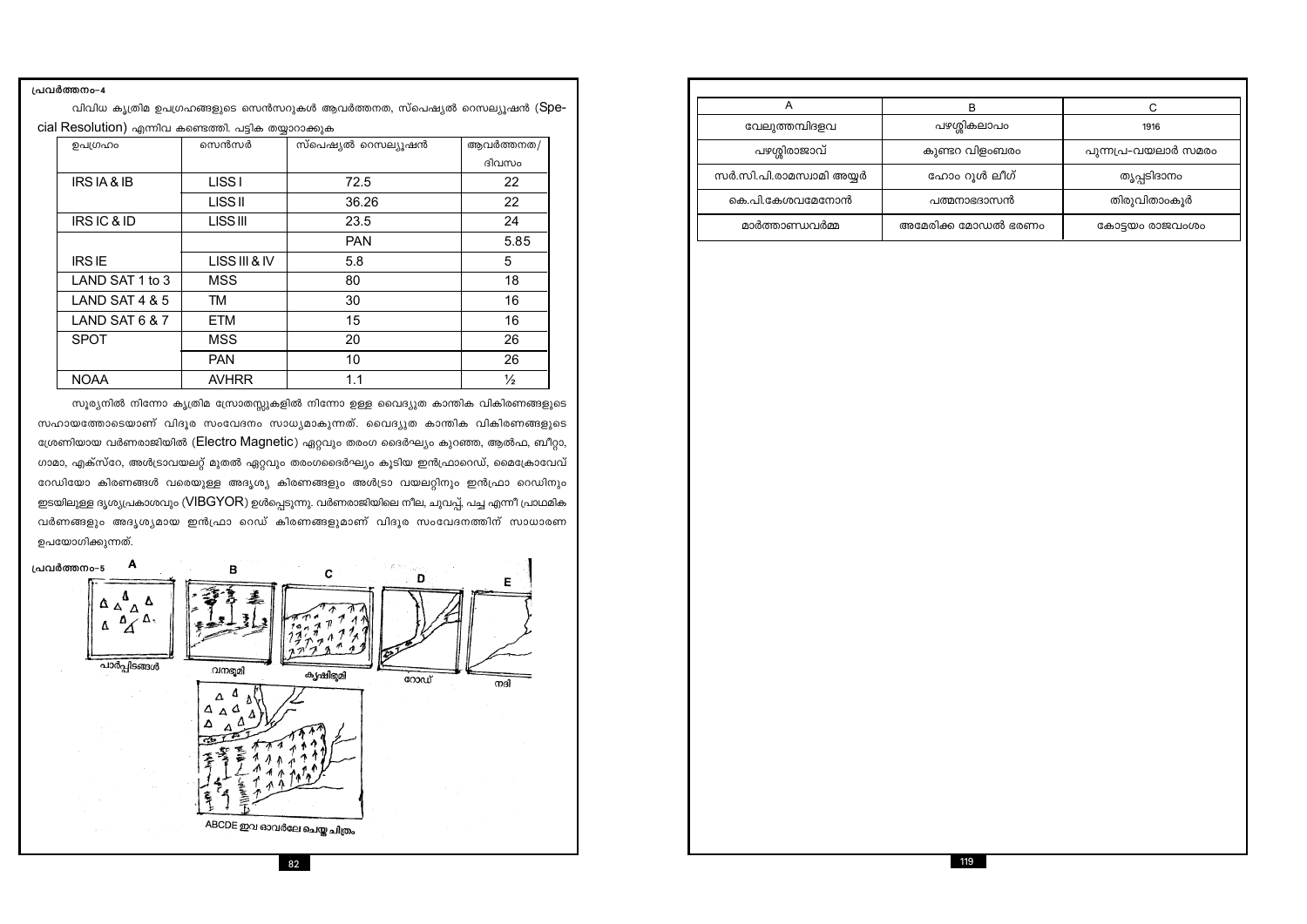**പ്രവർത്തനം-4**

വിവിധ കൃത്രിമ ഉപഗ്രഹങ്ങളുടെ സെൻസറുകൾ ആവർത്തനത, സ്പെഷ്യൽ റെസല്യൂഷൻ (Special Resolution) എന്നിവ കണ്ടെത്തി. പട്ടിക തയ്യാറാക്കുക

| ഉപഗ്രഹം | സെൻസർ | സ്പെഷ്യൽ റെസല്യൂഷൻ | ആവർത്തനത/ ദിവസം |
|---|---|---|---|
| IRS IA & IB | LISS I | 72.5 | 22 |
| | LISS II | 36.26 | 22 |
| IRS IC & ID | LISS III | 23.5 | 24 |
| | | PAN | 5.85 |
| IRS IE | LISS III & IV | 5.8 | 5 |
| LAND SAT 1 to 3 | MSS | 80 | 18 |
| LAND SAT 4 & 5 | TM | 30 | 16 |
| LAND SAT 6 & 7 | ETM | 15 | 16 |
| SPOT | MSS | 20 | 26 |
| | PAN | 10 | 26 |
| NOAA | AVHRR | 1.1 | ½ |

സൂര്യനിൽ നിന്നോ കൃത്രിമ സ്രോതസ്സുകളിൽ നിന്നോ ഉള്ള വൈദ്യുത കാന്തിക വികിരണങ്ങളുടെ സഹായത്തോടെയാണ് വിദൂര സംവേദനം സാധ്യമാകുന്നത്. വൈദ്യുത കാന്തിക വികിരണങ്ങളുടെ ശ്രേണിയായ വർണരാജിയിൽ (Electro Magnetic) ഏറ്റവും തരംഗ ദൈർഘ്യം കുറഞ്ഞ, ആൽഫ, ബീറ്റ, ഗാമാ, എക്സ്റേ, അൾട്രാവയലറ്റ് മുതൽ ഏറ്റവും തരംഗദൈർഘ്യം കൂടിയ ഇൻഫ്രാറെഡ്, മൈക്രോവേവ് റേഡിയോ കിരണങ്ങൾ വരെയുള്ള അദൃശ്യ കിരണങ്ങളും അൾട്രാ വയലറ്റിനും ഇൻഫ്രാ റെഡിനും ഇടയിലുള്ള ദൃശ്യപ്രകാശവും (VIBGYOR) ഉൾപ്പെടുന്നു. വർണരാജിയിലെ നീല, ചുവപ്പ്, പച്ച എന്നീ പ്രാഥമിക വർണങ്ങളും അദൃശ്യമായ ഇൻഫ്രാ റെഡ് കിരണങ്ങളുമാണ് വിദൂര സംവേദനത്തിന് സാധാരണ ഉപയോഗിക്കുന്നത്.

**പ്രവർത്തനം-5**

A — പാർപ്പിടങ്ങൾ, B — വനഭൂമി, C — കൃഷിഭൂമി, D — റോഡ്, E — നദി

ABCDE ഇവ ഓവർലേ ചെയ്ത ചിത്രം

| A | B | C |
|---|---|---|
| വേലുത്തമ്പിദളവ | പഴശ്ശികലാപം | 1916 |
| പഴശ്ശിരാജാവ് | കുണ്ടറ വിളംബരം | പുന്നപ്ര-വയലാർ സമരം |
| സർ.സി.പി.രാമസ്വാമി അയ്യർ | ഹോം റൂൾ ലീഗ് | തൃപ്പടിദാനം |
| കെ.പി.കേശവമേനോൻ | പത്മനാഭദാസൻ | തിരുവിതാംകൂർ |
| മാർത്താണ്ഡവർമ്മ | അമേരിക്ക മോഡൽ ഭരണം | കോട്ടയം രാജവംശം |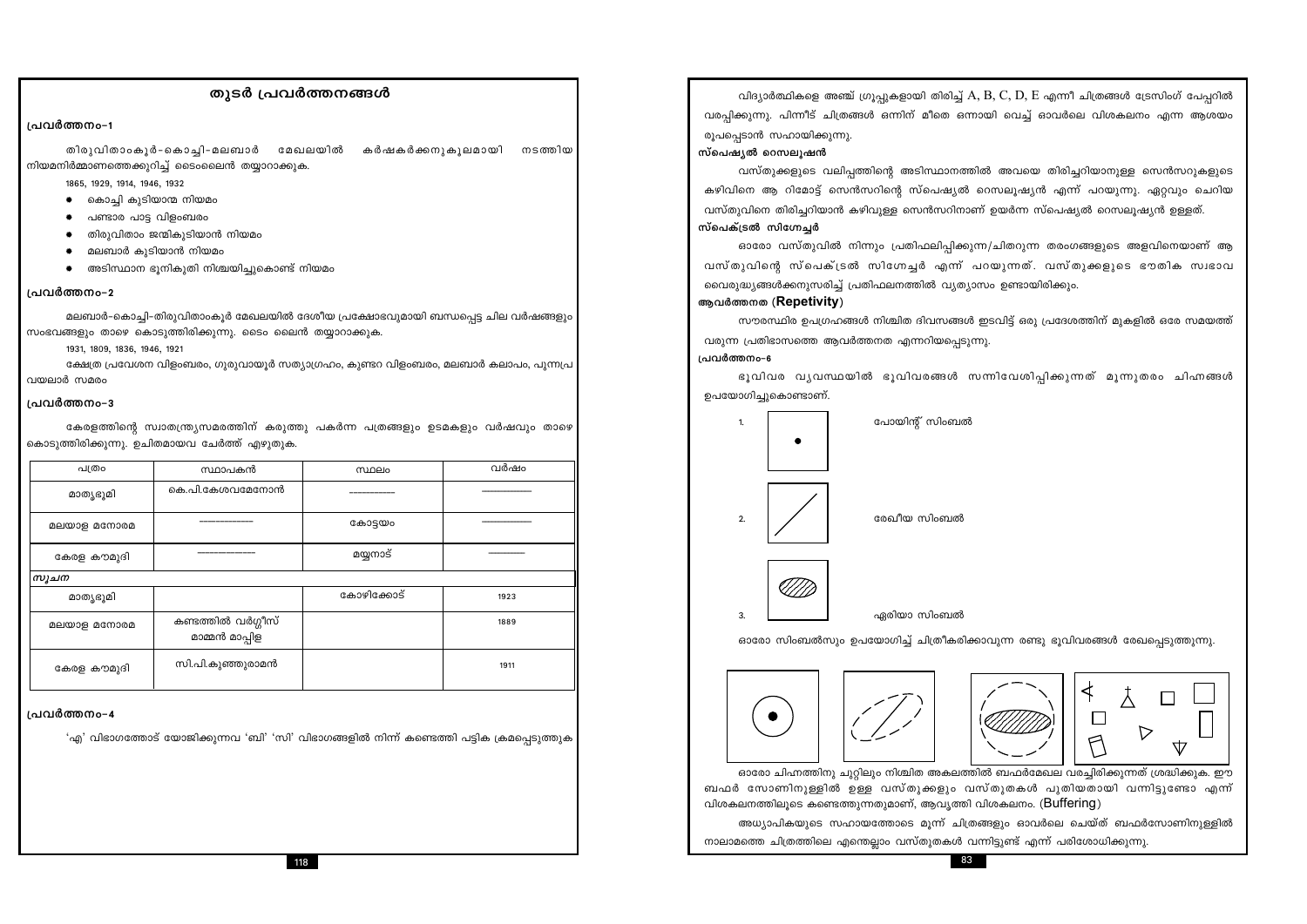## തുടർ പ്രവർത്തനങ്ങൾ

### പ്രവർത്തനം-1

തിരുവിതാംകൂർ-കൊച്ചി-മലബാർ മേഖലയിൽ കർഷകർക്കനുകൂലമായി നടത്തിയ നിയമനിർമ്മാണത്തെക്കുറിച്ച് ടൈംലൈൻ തയ്യാറാക്കുക.

1865, 1929, 1914, 1946, 1932

- കൊച്ചി കുടിയാന്മ നിയമം
- പണ്ടാര പാട്ട വിളംബരം
- തിരുവിതാം ജന്മികുടിയാൻ നിയമം
- മലബാർ കുടിയാൻ നിയമം
- അടിസ്ഥാന ഭൂനികുതി നിശ്ചയിച്ചുകൊണ്ട് നിയമം

### പ്രവർത്തനം-2

മലബാർ-കൊച്ചി-തിരുവിതാംകൂർ മേഖലയിൽ ദേശീയ പ്രക്ഷോഭവുമായി ബന്ധപ്പെട്ട ചില വർഷങ്ങളും സംഭവങ്ങളും താഴെ കൊടുത്തിരിക്കുന്നു. ടൈം ലൈൻ തയ്യാറാക്കുക.

1931, 1809, 1836, 1946, 1921

ക്ഷേത്ര പ്രവേശന വിളംബരം, ഗുരുവായൂർ സത്യാഗ്രഹം, കുണ്ടറ വിളംബരം, മലബാർ കലാപം, പുന്നപ്ര വയലാർ സമരം

### പ്രവർത്തനം-3

കേരളത്തിന്റെ സ്വാതന്ത്ര്യസമരത്തിന് കരുത്തു പകർന്ന പത്രങ്ങളും ഉടമകളും വർഷവും താഴെ കൊടുത്തിരിക്കുന്നു. ഉചിതമായവ ചേർത്ത് എഴുതുക.

| പത്രം | സ്ഥാപകൻ | സ്ഥലം | വർഷം |
|---|---|---|---|
| മാതൃഭൂമി | കെ.പി.കേശവമേനോൻ | ---------- | ---------- |
| മലയാള മനോരമ | ---------- | കോട്ടയം | ---------- |
| കേരള കൗമുദി | ---------- | മയ്യനാട് | ---------- |
| *സൂചന* | | | |
| മാതൃഭൂമി | | കോഴിക്കോട് | 1923 |
| മലയാള മനോരമ | കണ്ടത്തിൽ വർഗ്ഗീസ് മാമ്മൻ മാപ്പിള | | 1889 |
| കേരള കൗമുദി | സി.പി.കുഞ്ഞുരാമൻ | | 1911 |

### പ്രവർത്തനം-4

'എ' വിഭാഗത്തോട് യോജിക്കുന്നവ 'ബി' 'സി' വിഭാഗങ്ങളിൽ നിന്ന് കണ്ടെത്തി പട്ടിക ക്രമപ്പെടുത്തുക

വിദ്യാർത്ഥികളെ അഞ്ച് ഗ്രൂപ്പുകളായി തിരിച്ച് A, B, C, D, E എന്നീ ചിത്രങ്ങൾ ട്രേസിംഗ് പേപ്പറിൽ വരപ്പിക്കുന്നു. പിന്നീട് ചിത്രങ്ങൾ ഒന്നിന് മീതെ ഒന്നായി വെച്ച് ഓവർലെ വിശകലനം എന്ന ആശയം രൂപപ്പെടാൻ സഹായിക്കുന്നു.

**സ്പെഷ്യൽ റെസലൂഷൻ**

വസ്തുക്കളുടെ വലിപ്പത്തിന്റെ അടിസ്ഥാനത്തിൽ അവയെ തിരിച്ചറിയാനുള്ള സെൻസറുകളുടെ കഴിവിനെ ആ റിമോട്ട് സെൻസറിന്റെ സ്പെഷ്യൽ റെസലൂഷ്യൻ എന്ന് പറയുന്നു. ഏറ്റവും ചെറിയ വസ്തുവിനെ തിരിച്ചറിയാൻ കഴിവുള്ള സെൻസറിനാണ് ഉയർന്ന സ്പെഷ്യൽ റെസലൂഷ്യൻ ഉള്ളത്.

**സ്പെക്ട്രൽ സിഗ്നേച്ചർ**

ഓരോ വസ്തുവിൽ നിന്നും പ്രതിഫലിപ്പിക്കുന്ന/ചിതറുന്ന തരംഗങ്ങളുടെ അളവിനെയാണ് ആ വസ്തുവിന്റെ സ്പെക്ട്രൽ സിഗ്നേച്ചർ എന്ന് പറയുന്നത്. വസ്തുക്കളുടെ ഭൗതിക സ്വഭാവ വൈരുദ്ധ്യങ്ങൾക്കനുസരിച്ച് പ്രതിഫലനത്തിൽ വ്യത്യാസം ഉണ്ടായിരിക്കും.

**ആവർത്തനത (Repetivity)**

സൗരസ്ഥിര ഉപഗ്രഹങ്ങൾ നിശ്ചിത ദിവസങ്ങൾ ഇടവിട്ട് ഒരു പ്രദേശത്തിന് മുകളിൽ ഒരേ സമയത്ത് വരുന്ന പ്രതിഭാസത്തെ ആവർത്തനത എന്നറിയപ്പെടുന്നു.

### പ്രവർത്തനം-6

ഭൂവിവര വ്യവസ്ഥയിൽ ഭൂവിവരങ്ങൾ സന്നിവേശിപ്പിക്കുന്നത് മൂന്നുതരം ചിഹ്നങ്ങൾ ഉപയോഗിച്ചുകൊണ്ടാണ്.

1. പോയിന്റ് സിംബൽ
2. രേഖീയ സിംബൽ
3. ഏരിയാ സിംബൽ

ഓരോ സിംബൽസും ഉപയോഗിച്ച് ചിത്രീകരിക്കാവുന്ന രണ്ടു ഭൂവിവരങ്ങൾ രേഖപ്പെടുത്തുന്നു.

ഓരോ ചിഹ്നത്തിനു ചുറ്റിലും നിശ്ചിത അകലത്തിൽ ബഫർമേഖല വരച്ചിരിക്കുന്നത് ശ്രദ്ധിക്കുക. ഈ ബഫർ സോണിനുള്ളിൽ ഉള്ള വസ്തുക്കളും വസ്തുതകൾ പുതിയതായി വന്നിട്ടുണ്ടോ എന്ന് വിശകലനത്തിലൂടെ കണ്ടെത്തുന്നതുമാണ്, ആവൃത്തി വിശകലനം. (Buffering)

അധ്യാപികയുടെ സഹായത്തോടെ മൂന്ന് ചിത്രങ്ങളും ഓവർലെ ചെയ്ത് ബഫർസോണിനുള്ളിൽ നാലാമത്തെ ചിത്രത്തിലെ എന്തെല്ലാം വസ്തുതകൾ വന്നിട്ടുണ്ട് എന്ന് പരിശോധിക്കുന്നു.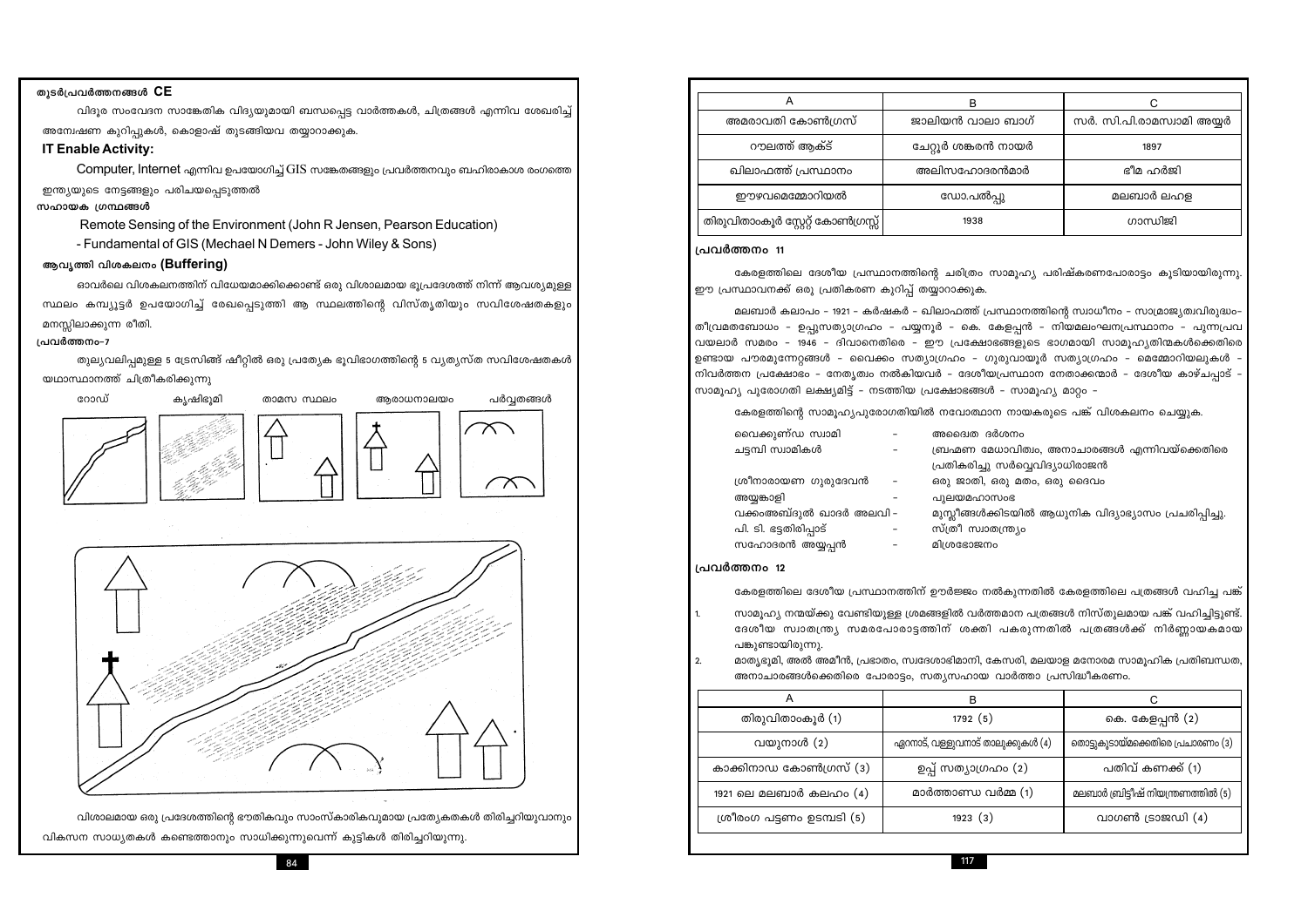## തുടർപ്രവർത്തനങ്ങൾ CE

വിദൂര സംവേദന സാങ്കേതിക വിദ്യയുമായി ബന്ധപ്പെട്ട വാർത്തകൾ, ചിത്രങ്ങൾ എന്നിവ ശേഖരിച്ച് അന്വേഷണ കുറിപ്പുകൾ, കൊളാഷ് തുടങ്ങിയവ തയ്യാറാക്കുക.

### IT Enable Activity:

Computer, Internet എന്നിവ ഉപയോഗിച്ച് GIS സങ്കേതങ്ങളും പ്രവർത്തനവും ബഹിരാകാശ രംഗത്തെ ഇന്ത്യയുടെ നേട്ടങ്ങളും പരിചയപ്പെടുത്തൽ

**സഹായക ഗ്രന്ഥങ്ങൾ**

Remote Sensing of the Environment (John R Jensen, Pearson Education)

- Fundamental of GIS (Mechael N Demers - John Wiley & Sons)

### ആവൃത്തി വിശകലനം (Buffering)

ഓവർലെ വിശകലനത്തിന് വിധേയമാക്കിക്കൊണ്ട് ഒരു വിശാലമായ ഭൂപ്രദേശത്ത് നിന്ന് ആവശ്യമുള്ള സ്ഥലം കമ്പ്യൂട്ടർ ഉപയോഗിച്ച് രേഖപ്പെടുത്തി ആ സ്ഥലത്തിന്റെ വിസ്തൃതിയും സവിശേഷതകളും മനസ്സിലാക്കുന്ന രീതി.

**പ്രവർത്തനം-7**

തുല്യവലിപ്പമുള്ള 5 ട്രേസിങ്ങ് ഷീറ്റിൽ ഒരു പ്രത്യേക ഭൂവിഭാഗത്തിന്റെ 5 വ്യത്യസ്ത സവിശേഷതകൾ യഥാസ്ഥാനത്ത് ചിത്രീകരിക്കുന്നു

റോഡ് &nbsp;&nbsp; കൃഷിഭൂമി &nbsp;&nbsp; താമസ സ്ഥലം &nbsp;&nbsp; ആരാധനാലയം &nbsp;&nbsp; പർവ്വതങ്ങൾ

വിശാലമായ ഒരു പ്രദേശത്തിന്റെ ഭൗതികവും സാംസ്കാരികവുമായ പ്രത്യേകതകൾ തിരിച്ചറിയുവാനും വികസന സാധ്യതകൾ കണ്ടെത്താനും സാധിക്കുന്നുവെന്ന് കുട്ടികൾ തിരിച്ചറിയുന്നു.

| A | B | C |
|---|---|---|
| അമരാവതി കോൺഗ്രസ് | ജാലിയൻ വാലാ ബാഗ് | സർ. സി.പി.രാമസ്വാമി അയ്യർ |
| റൗലത്ത് ആക്ട് | ചേറ്റൂർ ശങ്കരൻ നായർ | 1897 |
| ഖിലാഫത്ത് പ്രസ്ഥാനം | അലിസഹോദരൻമാർ | ഭീമ ഹർജി |
| ഈഴവമെമ്മോറിയൽ | ഡോ.പൽപ്പു | മലബാർ ലഹള |
| തിരുവിതാംകൂർ സ്റ്റേറ്റ് കോൺഗ്രസ്സ് | 1938 | ഗാന്ധിജി |

### പ്രവർത്തനം 11

കേരളത്തിലെ ദേശീയ പ്രസ്ഥാനത്തിന്റെ ചരിത്രം സാമൂഹ്യ പരിഷ്കരണപോരാട്ടം കൂടിയായിരുന്നു. ഈ പ്രസ്ഥാവനക്ക് ഒരു പ്രതികരണ കുറിപ്പ് തയ്യാറാക്കുക.

മലബാർ കലാപം - 1921 - കർഷകർ - ഖിലാഫത്ത് പ്രസ്ഥാനത്തിന്റെ സ്വാധീനം - സാമ്രാജ്യത്വവിരുദ്ധം- തീവ്രമതബോധം - ഉപ്പുസത്യാഗ്രഹം - പയ്യന്നൂർ - കെ. കേളപ്പൻ - നിയമലംഘനപ്രസ്ഥാനം - പുന്നപ്ര വയലാർ സമരം - 1946 - ദിവാനെതിരെ - ഈ പ്രക്ഷോഭങ്ങളുടെ ഭാഗമായി സാമൂഹ്യതിന്മകൾക്കെതിരെ ഉണ്ടായ പൗരമുന്നേറ്റങ്ങൾ - വൈക്കം സത്യാഗ്രഹം - ഗുരുവായൂർ സത്യാഗ്രഹം - മെമ്മോറിയലുകൾ - നിവർത്തന പ്രക്ഷോഭം - നേതൃത്വം നൽകിയവർ - ദേശീയപ്രസ്ഥാന നേതാക്കന്മാർ - ദേശീയ കാഴ്ചപ്പാട് - സാമൂഹ്യ പുരോഗതി ലക്ഷ്യമിട്ട് - നടത്തിയ പ്രക്ഷോഭങ്ങൾ - സാമൂഹ്യ മാറ്റം -

കേരളത്തിന്റെ സാമൂഹ്യപുരോഗതിയിൽ നവോത്ഥാന നായകരുടെ പങ്ക് വിശകലനം ചെയ്യുക.

- വൈക്കുണ്ഡ സ്വാമി - അദ്വൈത ദർശനം
- ചട്ടമ്പി സ്വാമികൾ - ബ്രഹ്മണ മേധാവിത്വം, അനാചാരങ്ങൾ എന്നിവയ്ക്കെതിരെ പ്രതികരിച്ചു സർവ്വവിദ്യാധിരാജൻ
- ശ്രീനാരായണ ഗുരുദേവൻ - ഒരു ജാതി, ഒരു മതം, ഒരു ദൈവം
- അയ്യങ്കാളി - പുലയമഹാസഭ
- വക്കംഅബ്ദുൽ ഖാദർ മൗലവി - മുസ്ലീങ്ങൾക്കിടയിൽ ആധുനിക വിദ്യാഭ്യാസം പ്രചരിപ്പിച്ചു.
- പി. ടി. ഭട്ടതിരിപ്പാട് - സ്ത്രീ സ്വാതന്ത്ര്യം
- സഹോദരൻ അയ്യപ്പൻ - മിശ്രഭോജനം

### പ്രവർത്തനം 12

കേരളത്തിലെ ദേശീയ പ്രസ്ഥാനത്തിന് ഊർജ്ജം നൽകുന്നതിൽ കേരളത്തിലെ പത്രങ്ങൾ വഹിച്ച പങ്ക്

1. സാമൂഹ്യ നന്മയ്ക്കു വേണ്ടിയുള്ള ശ്രമങ്ങളിൽ വർത്തമാന പത്രങ്ങൾ നിസ്തുലമായ പങ്ക് വഹിച്ചിട്ടുണ്ട്. ദേശീയ സ്വാതന്ത്ര്യ സമരപോരാട്ടത്തിന് ശക്തി പകരുന്നതിൽ പത്രങ്ങൾക്ക് നിർണ്ണായകമായ പങ്കുണ്ടായിരുന്നു.
2. മാതൃഭൂമി, അൽ അമീൻ, പ്രഭാതം, സ്വദേശാഭിമാനി, കേസരി, മലയാള മനോരമ സാമൂഹിക പ്രതിബന്ധത, അനാചാരങ്ങൾക്കെതിരെ പോരാട്ടം, സത്യസഹായ വാർത്താ പ്രസിദ്ധീകരണം.

| A | B | C |
|---|---|---|
| തിരുവിതാംകൂർ (1) | 1792 (5) | കെ. കേളപ്പൻ (2) |
| വയനാൽ (2) | ഏറനാട്, വള്ളുവനാട് താലൂക്കുകൾ (4) | തൊട്ടുകൂടായ്മക്കെതിരെ പ്രചാരണം (3) |
| കാക്കിനാഡ കോൺഗ്രസ് (3) | ഉപ്പ് സത്യാഗ്രഹം (2) | പതിവ് കണക്ക് (1) |
| 1921 ലെ മലബാർ കലഹം (4) | മാർത്താണ്ഡ വർമ്മ (1) | മലബാർ ബ്രിട്ടീഷ് നിയന്ത്രണത്തിൽ (5) |
| ശ്രീരംഗ പട്ടണം ഉടമ്പടി (5) | 1923 (3) | വാഗൺ ട്രാജഡി (4) |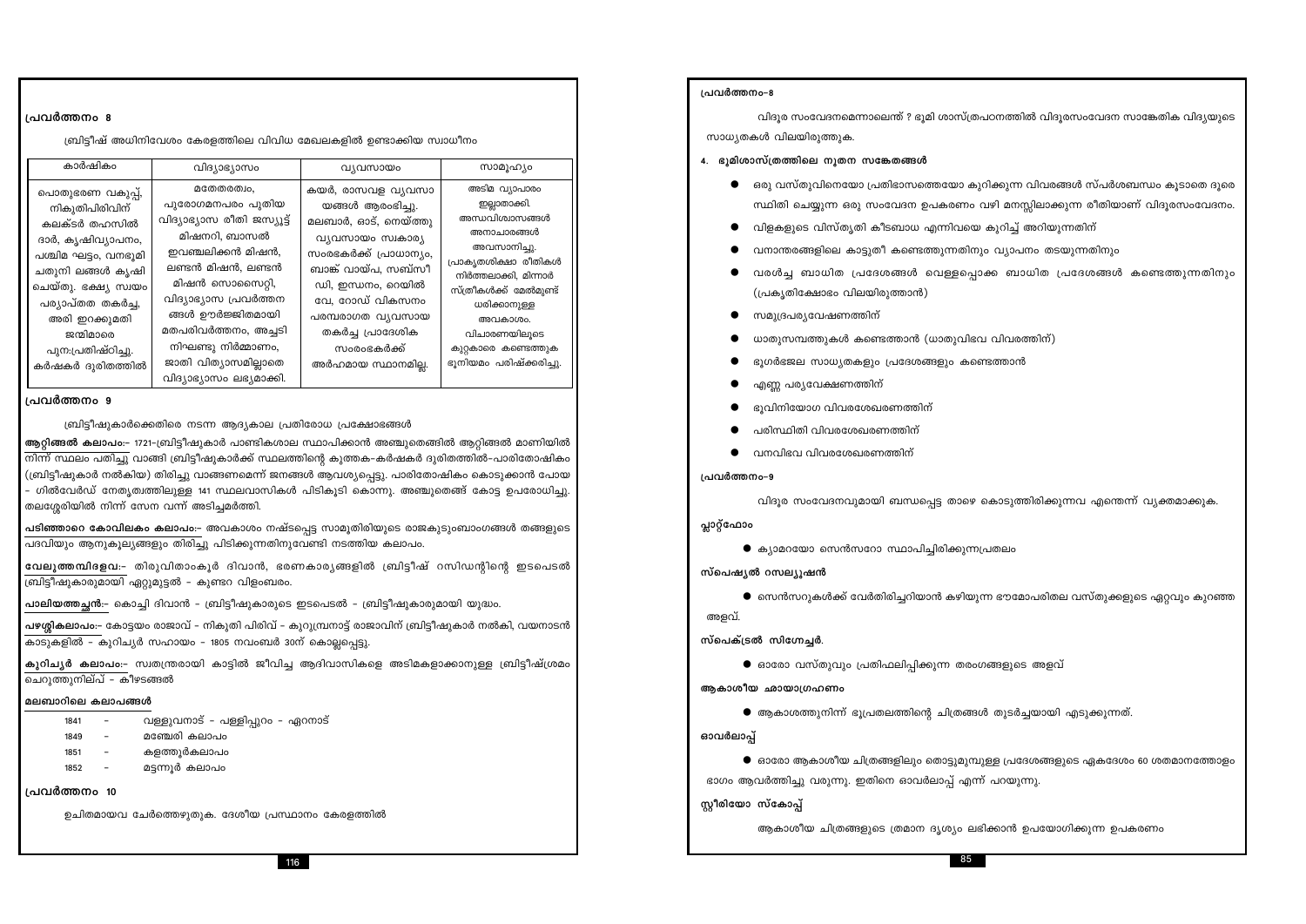### പ്രവർത്തനം 8

ബ്രിട്ടീഷ് അധിനിവേശം കേരളത്തിലെ വിവിധ മേഖലകളിൽ ഉണ്ടാക്കിയ സ്വാധീനം

| കാർഷികം | വിദ്യാഭ്യാസം | വ്യവസായം | സാമൂഹ്യം |
|---|---|---|---|
| പൊതുഭരണ വകുപ്പ്, നികുതിപിരിവിന് കലക്ടർ തഹസിൽ ദാർ, കൃഷിവ്യാപനം, പശ്ചിമ ഘട്ടം, വനഭൂമി ചതുപ്പ് നിലങ്ങൾ കൃഷി ചെയ്തു. ഭക്ഷ്യ സ്വയം പര്യാപ്തത തകർച്ച, അരി ഇറക്കുമതി ജന്മിമാരെ പുന:പ്രതിഷ്ഠിച്ചു. കർഷകർ ദുരിതത്തിൽ | മതേതരത്വം, പുരോഗമനപരം പുതിയ വിദ്യാഭ്യാസ രീതി ജസ്യൂട്ട് മിഷനറി, ബാസൽ ഇവഞ്ചലിക്കൻ മിഷൻ, ലണ്ടൻ മിഷൻ, ലണ്ടൻ മിഷൻ സൊസൈറ്റി, വിദ്യാഭ്യാസ പ്രവർത്തന ങ്ങൾ ഊർജ്ജിതമായി മതപരിവർത്തനം, അച്ചടി നിഘണ്ടു നിർമ്മാണം, ജാതി വിത്യാസമില്ലാതെ വിദ്യാഭ്യാസം ലഭ്യമാക്കി. | കയർ, രാസവള വ്യവസാ യങ്ങൾ ആരംഭിച്ചു. മലബാർ, ഓട്, നെയ്ത്തു വ്യവസായം സ്വകാര്യ സംരഭകർക്ക് പ്രാധാന്യം, ബാങ്ക് വായ്പ, സബ്സി ഡി, ഇന്ധനം, റെയിൽ വേ, റോഡ് വികസനം പരമ്പരാഗത വ്യവസായ തകർച്ച പ്രാദേശിക സംരംഭകർക്ക് അർഹമായ സ്ഥാനമില്ല. | അടിമ വ്യാപാരം ഇല്ലാതാക്കി. അന്ധവിശ്വാസങ്ങൾ അനാചാരങ്ങൾ അവസാനിച്ചു. പ്രാകൃതശിക്ഷാ രീതികൾ നിർത്തലാക്കി, മിന്നാർ സ്ത്രീകൾക്ക് മേൽമുണ്ട് ധരിക്കാനുള്ള അവകാശം. വിചാരണയിലൂടെ കുറ്റകാരെ കണ്ടെത്തുക ഭൂനിയമം പരിഷ്ക്കരിച്ചു. |

### പ്രവർത്തനം 9

ബ്രിട്ടീഷുകാർക്കെതിരെ നടന്ന ആദ്യകാല പ്രതിരോധ പ്രക്ഷോഭങ്ങൾ

**ആറ്റിങ്ങൽ കലാപം:**– 1721–ബ്രിട്ടീഷുകാർ പാണ്ടികശാല സ്ഥാപിക്കാൻ അഞ്ചുതെങ്ങിൽ ആറ്റിങ്ങൽ മാണിയിൽ നിന്ന് സ്ഥലം പതിച്ചു വാങ്ങി ബ്രിട്ടീഷുകാർക്ക് സ്ഥലത്തിന്റെ കുത്തക-കർഷകർ ദുരിതത്തിൽ–പാരിതോഷികം (ബ്രിട്ടീഷുകാർ നൽകിയ) തിരിച്ചു വാങ്ങണമെന്ന് ജനങ്ങൾ ആവശ്യപ്പെട്ടു. പാരിതോഷികം കൊടുക്കാൻ പോയ – ഗിൽവേർഡ് നേതൃത്വത്തിലുള്ള 141 സ്ഥലവാസികൾ പിടികൂടി കൊന്നു. അഞ്ചുതെങ്ങ് കോട്ട ഉപരോധിച്ചു. തലശ്ശേരിയിൽ നിന്ന് സേന വന്ന് അടിച്ചമർത്തി.

**പടിഞ്ഞാറെ കോവിലകം കലാപം:**– അവകാശം നഷ്ടപ്പെട്ട സാമൂതിരിയുടെ രാജകുടുംബാംഗങ്ങൾ തങ്ങളുടെ പദവിയും ആനുകൂല്യങ്ങളും തിരിച്ചു പിടിക്കുന്നതിനുവേണ്ടി നടത്തിയ കലാപം.

**വേലുത്തമ്പിദളവ:**– തിരുവിതാംകൂർ ദിവാൻ, ഭരണകാര്യങ്ങളിൽ ബ്രിട്ടീഷ് റസിഡന്റിന്റെ ഇടപെടൽ ബ്രിട്ടീഷുകാരുമായി ഏറ്റുമുട്ടൽ – കുണ്ടറ വിളംബരം.

**പാലിയത്തച്ചൻ:**– കൊച്ചി ദിവാൻ – ബ്രിട്ടീഷുകാരുടെ ഇടപെടൽ – ബ്രിട്ടീഷുകാരുമായി യുദ്ധം.

**പഴശ്ശികലാപം:**– കോട്ടയം രാജാവ് – നികുതി പിരിവ് – കുറുമ്പ്രനാട്ട് രാജാവിന് ബ്രിട്ടീഷുകാർ നൽകി, വയനാടൻ കാടുകളിൽ – കുറിച്യർ സഹായം – 1805 നവംബർ 30ന് കൊല്ലപ്പെട്ടു.

**കുറിച്യർ കലാപം:**– സ്വതന്ത്രരായി കാട്ടിൽ ജീവിച്ച ആദിവാസികളെ അടിമകളാക്കാനുള്ള ബ്രിട്ടീഷ്ശ്രമം ചെറുത്തുനില്പ് – കീഴടങ്ങൽ

**മലബാറിലെ കലാപങ്ങൾ**

1841 – വള്ളുവനാട് – പള്ളിപ്പുറം – ഏറനാട്
1849 – മഞ്ചേരി കലാപം
1851 – കളത്തൂർകലാപം
1852 – മട്ടന്നൂർ കലാപം

### പ്രവർത്തനം 10

ഉചിതമായവ ചേർത്തെഴുതുക. ദേശീയ പ്രസ്ഥാനം കേരളത്തിൽ

### പ്രവർത്തനം–8

വിദൂര സംവേദനമെന്നാലെന്ത് ? ഭൂമി ശാസ്ത്രപഠനത്തിൽ വിദൂരസംവേദന സാങ്കേതിക വിദ്യയുടെ സാധ്യതകൾ വിലയിരുത്തുക.

**4. ഭൂമിശാസ്ത്രത്തിലെ നൂതന സങ്കേതങ്ങൾ**

- ഒരു വസ്തുവിനെയോ പ്രതിഭാസത്തെയോ കുറിക്കുന്ന വിവരങ്ങൾ സ്പർശബന്ധം കൂടാതെ ദൂരെ സ്ഥിതി ചെയ്യുന്ന ഒരു സംവേദന ഉപകരണം വഴി മനസ്സിലാക്കുന്ന രീതിയാണ് വിദൂരസംവേദനം.
- വിളകളുടെ വിസ്തൃതി കീടബാധ എന്നിവയെ കുറിച്ച് അറിയുന്നതിന്
- വനാന്തരങ്ങളിലെ കാട്ടുതീ കണ്ടെത്തുന്നതിനും വ്യാപനം തടയുന്നതിനും
- വരൾച്ച ബാധിത പ്രദേശങ്ങൾ വെള്ളപ്പൊക്ക ബാധിത പ്രദേശങ്ങൾ കണ്ടെത്തുന്നതിനും (പ്രകൃതിക്ഷോഭം വിലയിരുത്താൻ)
- സമുദ്രപര്യവേഷണത്തിന്
- ധാതുസമ്പത്തുകൾ കണ്ടെത്താൻ (ധാതുവിഭവ വിവരത്തിന്)
- ഭൂഗർഭജല സാധ്യതകളും പ്രദേശങ്ങളും കണ്ടെത്താൻ
- എണ്ണ പര്യവേക്ഷണത്തിന്
- ഭൂവിനിയോഗ വിവരശേഖരണത്തിന്
- പരിസ്ഥിതി വിവരശേഖരണത്തിന്
- വനവിഭവ വിവരശേഖരണത്തിന്

### പ്രവർത്തനം–9

വിദൂര സംവേദനവുമായി ബന്ധപ്പെട്ട താഴെ കൊടുത്തിരിക്കുന്നവ എന്തെന്ന് വ്യക്തമാക്കുക.

**പ്ലാറ്റ്ഫോം**

- ക്യാമറയോ സെൻസറോ സ്ഥാപിച്ചിരിക്കുന്നപ്രതലം

**സ്പെഷ്യൽ റസല്യൂഷൻ**

- സെൻസറുകൾക്ക് വേർതിരിച്ചറിയാൻ കഴിയുന്ന ഭൗമോപരിതല വസ്തുക്കളുടെ ഏറ്റവും കുറഞ്ഞ അളവ്.

**സ്പെക്ട്രൽ സിഗ്നേച്ചർ.**

- ഓരോ വസ്തുവും പ്രതിഫലിപ്പിക്കുന്ന തരംഗങ്ങളുടെ അളവ്

**ആകാശീയ ഛായാഗ്രഹണം**

- ആകാശത്തുനിന്ന് ഭൂപ്രതലത്തിന്റെ ചിത്രങ്ങൾ തുടർച്ചയായി എടുക്കുന്നത്.

**ഓവർലാപ്പ്**

- ഓരോ ആകാശീയ ചിത്രങ്ങളിലും തൊട്ടുമുമ്പുള്ള പ്രദേശങ്ങളുടെ ഏകദേശം 60 ശതമാനത്തോളം ഭാഗം ആവർത്തിച്ചു വരുന്നു. ഇതിനെ ഓവർലാപ്പ് എന്ന് പറയുന്നു.

**സ്റ്റീരിയോ സ്കോപ്പ്**

ആകാശീയ ചിത്രങ്ങളുടെ ത്രിമാന ദൃശ്യം ലഭിക്കാൻ ഉപയോഗിക്കുന്ന ഉപകരണം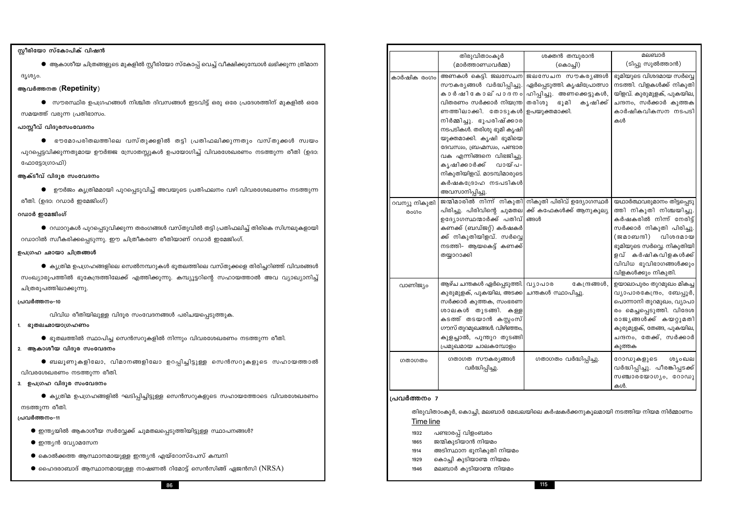## സ്റ്റീരിയോ സ്കോപിക് വിഷൻ

- ആകാശീയ ചിത്രങ്ങളുടെ മുകളിൽ സ്റ്റീരിയോ സ്കോപ്പ് വെച്ച് വീക്ഷിക്കുമ്പോൾ ലഭിക്കുന്ന ത്രിമാന ദൃശ്യം.

## ആവർത്തനത (Repetinity)

- സൗരസ്ഥിര ഉപഗ്രഹങ്ങൾ നിശ്ചിത ദിവസങ്ങൾ ഇടവിട്ട് ഒരു ഒരേ പ്രദേശത്തിന് മുകളിൽ ഒരേ സമയത്ത് വരുന്ന പ്രതിഭാസം.

## പാസ്സീവ് വിദൂരസംവേദനം

- ഭൗമോപരിതലത്തിലെ വസ്തുക്കളിൽ തട്ടി പ്രതിഫലിക്കുന്നതും വസ്തുക്കൾ സ്വയം പുറപ്പെടുവിക്കുന്നതുമായ ഊർജ്ജ സ്രോതസ്സുകൾ ഉപയോഗിച്ച് വിവരശേഖരണം നടത്തുന്ന രീതി (ഉദാ: ഫോട്ടോഗ്രാഫി)

## ആക്ടീവ് വിദൂര സംവേദനം

- ഊർജം കൃത്രിമമായി പുറപ്പെടുവിച്ച് അവയുടെ പ്രതിഫലനം വഴി വിവരശേഖരണം നടത്തുന്ന രീതി. (ഉദാ: റഡാർ ഇമേജിംഗ്)

## റഡാർ ഇമേജിംഗ്

- റഡാറുകൾ പുറപ്പെടുവിക്കുന്ന തരംഗങ്ങൾ വസ്തുവിൽ തട്ടി പ്രതിഫലിച്ച് തിരികെ സിഗ്നലുകളായി റഡാറിൽ സ്വീകരിക്കപ്പെടുന്നു. ഈ ചിത്രീകരണ രീതിയാണ് റഡാർ ഇമേജിംഗ്.

## ഉപഗ്രഹ ഛായാ ചിത്രങ്ങൾ

- കൃത്രിമ ഉപഗ്രഹങ്ങളിലെ സെൻസറുകൾ ഭൂതലത്തിലെ വസ്തുക്കളെ തിരിച്ചറിഞ്ഞ് വിവരങ്ങൾ സംഖ്യാരൂപത്തിൽ ഭൂകേന്ദ്രത്തിലേക്ക് എത്തിക്കുന്നു. കമ്പ്യൂട്ടറിന്റെ സഹായത്താൽ അവ വ്യാഖ്യാനിച്ച് ചിത്രരൂപത്തിലാക്കുന്നു.

### പ്രവർത്തനം-10

വിവിധ രീതിയിലുള്ള വിദൂര സംവേദനങ്ങൾ പരിചയപ്പെടുത്തുക.

1. ഭൂതലഛായാഗ്രഹണം
   - ഭൂതലത്തിൽ സ്ഥാപിച്ച സെൻസറുകളിൽ നിന്നും വിവരശേഖരണം നടത്തുന്ന രീതി.
2. ആകാശീയ വിദൂര സംവേദനം
   - ബലൂണുകളിലോ, വിമാനങ്ങളിലോ ഉറപ്പിച്ചിട്ടുള്ള സെൻസറുകളുടെ സഹായത്താൽ വിവരശേഖരണം നടത്തുന്ന രീതി.
3. ഉപഗ്രഹ വിദൂര സംവേദനം
   - കൃത്രിമ ഉപഗ്രഹങ്ങളിൽ ഘടിപ്പിച്ചിട്ടുള്ള സെൻസറുകളുടെ സഹായത്തോടെ വിവരശേഖരണം നടത്തുന്ന രീതി.

### പ്രവർത്തനം-11

- ഇന്ത്യയിൽ ആകാശീയ സർവ്വേക്ക് ചുമതലപ്പെടുത്തിയിട്ടുള്ള സ്ഥാപനങ്ങൾ?
- ഇന്ത്യൻ വ്യോമസേന
- കൊൽക്കത്ത ആസ്ഥാനമായുള്ള ഇന്ത്യൻ എയ്റോസ്പേസ് കമ്പനി
- ഹൈദരാബാദ് ആസ്ഥാനമായുള്ള നാഷണൽ റിമോട്ട് സെൻസിങ്ങ് ഏജൻസി (NRSA)

| | തിരുവിതാംകൂർ (മാർത്താണ്ഡവർമ്മ) | ശക്തൻ തമ്പുരാൻ (കൊച്ചി) | മലബാർ (ടിപ്പു സുൽത്താൻ) |
|---|---|---|---|
| കാർഷിക രംഗം | അണകൾ കെട്ടി. ജലസേചന സൗകര്യങ്ങൾ വർദ്ധിപ്പിച്ചു. കാർഷികോല്പാദനം വിതരണം സർക്കാർ നിയന്ത്രണത്തിലാക്കി. തോടുകൾ നിർമ്മിച്ചു. ഭൂപരിഷ്ക്കാര നടപടികൾ. തരിശു ഭൂമി കൃഷിയുക്തമാക്കി. കൃഷി ഭൂമിയെ ദേവസ്വം, ബ്രഹ്മസ്വം, പണ്ടാര വക എന്നിങ്ങനെ വിഭജിച്ചു. കൃഷിക്കാർക്ക് വായ്പ-നികുതിയിളവ്. മാടമ്പിമാരുടെ കർഷകദ്രോഹ നടപടികൾ അവസാനിപ്പിച്ചു. | ജലസേചന സൗകര്യങ്ങൾ ഏർപ്പെടുത്തി. കൃഷിപ്രോത്സാഹിപ്പിച്ചു. അണക്കെട്ടുകൾ, തരിശു ഭൂമി കൃഷിക്ക് ഉപയുക്തമാക്കി. | ഭൂമിയുടെ വിശദമായ സർവ്വെ നടത്തി. വിളകൾക്ക് നികുതിയിളവ്. കുരുമുളക്, പുകയില, ചന്ദനം, സർക്കാർ കുത്തക കാർഷികവികസന നടപടികൾ |
| റവന്യൂ നികുതി രംഗം | ജന്മിമാരിൽ നിന്ന് നികുതി പിരിച്ചു. പിരിവിന്റെ ചുമതല ഉദ്യോഗസ്ഥന്മാർക്ക് പതിവ് കണക്ക് (ബഡ്ജറ്റ്) കർഷകർക്ക് നികുതിയിളവ്. സർവ്വെ നടത്തി- ആയകെട്ട് കണക്ക് തയ്യാറാക്കി | നികുതി പിരിവ് ഉദ്യോഗസ്ഥർക്ക് കഫേകൾക്ക് ആനുകൂല്യങ്ങൾ | യഥാർത്ഥവരുമാനം തിട്ടപ്പെടുത്തി നികുതി നിശ്ചയിച്ചു. കർഷകരിൽ നിന്ന് നേരിട്ട് സർക്കാർ നികുതി പിരിച്ചു. (ജമാബന്ദി) വിശദമായ ഭൂമിയുടെ സർവ്വെ. നികുതിയിളവ് കർഷികവിളകൾക്ക് വിവിധ ഭൂവിഭാഗങ്ങൾക്കും വിളകൾക്കും നികുതി. |
| വാണിജ്യം | ആഴ്ച ചന്തകൾ ഏർപ്പെടുത്തി. കുരുമുളക്, പുകയില, അടക്ക സർക്കാർ കുത്തക, സംഭരണ ശാലകൾ തുടങ്ങി. കള്ളകടത്ത് തടയാൻ കസ്റ്റംസ് ഗൗസ് തുറമുഖങ്ങൾ. വിഴിഞ്ഞം, കുളച്ചാൽ, പൂന്തുറ തുടങ്ങി പ്രമുഖമായ ചാലകമ്പോളം | വ്യാപാര കേന്ദ്രങ്ങൾ, ചന്തകൾ സ്ഥാപിച്ചു. | ഉയാലാപുരം തുറമുഖം മികച്ച വ്യാപാരകേന്ദ്രം, ബേപ്പൂർ, പൊന്നാനി തുറമുഖം, വ്യാപാരം മെച്ചപ്പെടുത്തി. വിദേശ രാജ്യങ്ങൾക്ക് കയറ്റുമതി കുരുമുളക്, തേങ്ങ, പുകയില, ചന്ദനം, തേക്ക്, സർക്കാർ കുത്തക |
| ഗതാഗതം | ഗതാഗത സൗകര്യങ്ങൾ വർദ്ധിപ്പിച്ചു. | ഗതാഗതം വർദ്ധിപ്പിച്ചു. | റോഡുകളുടെ ശൃംഖല വർദ്ധിപ്പിച്ചു. പീരങ്കിപ്പടക്ക് സഞ്ചാരയോഗ്യം, റോഡുകൾ. |

### പ്രവർത്തനം 7

തിരുവിതാംകൂർ, കൊച്ചി, മലബാർ മേഖലയിലെ കർഷകർക്കനുകൂലമായി നടത്തിയ നിയമ നിർമ്മാണം

**Time line**

| | |
|---|---|
| 1932 | പണ്ടാരപ്പ് വിളംബരം |
| 1865 | ജന്മികുടിയാൻ നിയമം |
| 1914 | അടിസ്ഥാന ഭൂനികുതി നിയമം |
| 1929 | കൊച്ചി കുടിയാണ്മ നിയമം |
| 1946 | മലബാർ കുടിയാണ്മ നിയമം |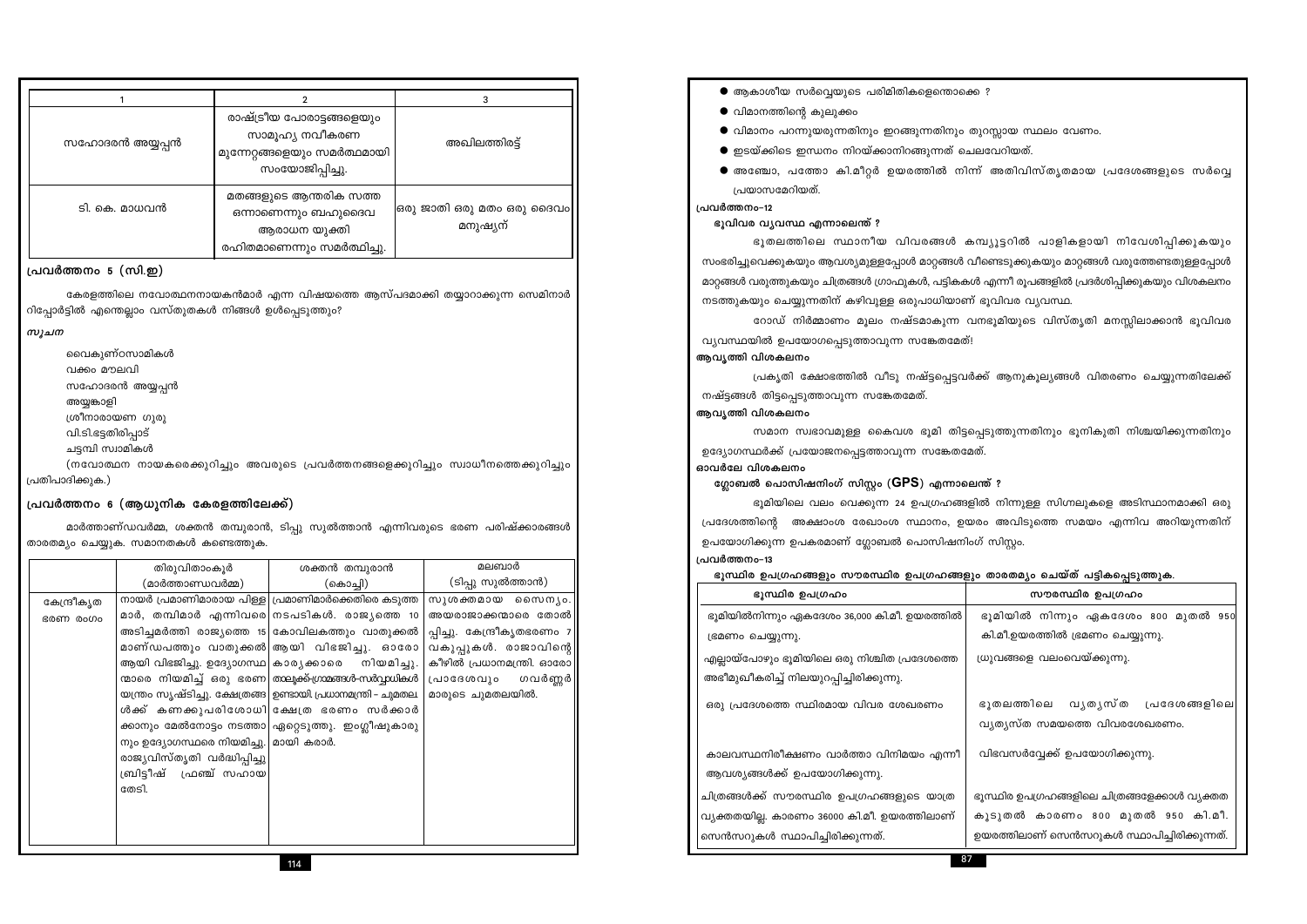| 1 | 2 | 3 |
|---|---|---|
| സഹോദരൻ അയ്യപ്പൻ | രാഷ്ട്രീയ പോരാട്ടങ്ങളെയും സാമൂഹ്യ നവീകരണ മുന്നേറ്റങ്ങളെയും സമർത്ഥമായി സംയോജിപ്പിച്ചു. | അഖിലത്തിരട്ട് |
| ടി. കെ. മാധവൻ | മതങ്ങളുടെ ആന്തരിക സത്ത ഒന്നാണെന്നും ബഹുദൈവ ആരാധന യുക്തി രഹിതമാണെന്നും സമർത്ഥിച്ചു. | ഒരു ജാതി ഒരു മതം ഒരു ദൈവം മനുഷ്യന് |

## പ്രവർത്തനം 5 (സി.ഇ)

കേരളത്തിലെ നവോത്ഥനനായകൻമാർ എന്ന വിഷയത്തെ ആസ്പദമാക്കി തയ്യാറാക്കുന്ന സെമിനാർ റിപ്പോർട്ടിൽ എന്തെല്ലാം വസ്തുതകൾ നിങ്ങൾ ഉൾപ്പെടുത്തും?

*സൂചന*

- വൈകുണ്ഠസ്വാമികൾ
- വക്കം മൗലവി
- സഹോദരൻ അയ്യപ്പൻ
- അയ്യങ്കാളി
- ശ്രീനാരായണ ഗുരു
- വി.ടി.ഭട്ടതിരിപ്പാട്
- ചട്ടമ്പി സ്വാമികൾ

(നവോത്ഥന നായകരെക്കുറിച്ചും അവരുടെ പ്രവർത്തനങ്ങളെക്കുറിച്ചും സ്വാധീനത്തെക്കുറിച്ചും പ്രതിപാദിക്കുക.)

## പ്രവർത്തനം 6 (ആധുനിക കേരളത്തിലേക്ക്)

മാർത്താണ്ഡവർമ്മ, ശക്തൻ തമ്പുരാൻ, ടിപ്പു സുൽത്താൻ എന്നിവരുടെ ഭരണ പരിഷ്ക്കാരങ്ങൾ താരതമ്യം ചെയ്യുക. സമാനതകൾ കണ്ടെത്തുക.

| | തിരുവിതാംകൂർ (മാർത്താണ്ഡവർമ്മ) | ശക്തൻ തമ്പുരാൻ (കൊച്ചി) | മലബാർ (ടിപ്പു സുൽത്താൻ) |
|---|---|---|---|
| കേന്ദ്രീകൃത ഭരണ രംഗം | നായർ പ്രമാണിമാരായ പിള്ള മാർ, തമ്പിമാർ എന്നിവരെ അടിച്ചമർത്തി രാജ്യത്തെ 15 മാണ്ഡപത്തും വാതുക്കൽ ആയി വിഭജിച്ചു. ഉദ്യോഗസ്ഥ ന്മാരെ നിയമിച്ച് ഒരു ഭരണ യന്ത്രം സൃഷ്ടിച്ചു. ക്ഷേത്രങ്ങ ൾക്ക് കണക്കുപരിശോധി ക്കാനും മേൽനോട്ടം നടത്താ നും ഉദ്യോഗസ്ഥരെ നിയമിച്ചു. രാജ്യവിസ്തൃതി വർദ്ധിപ്പിച്ചു. ബ്രിട്ടീഷ് ഫ്രഞ്ച് സഹായ തേടി. | പ്രമാണിമാർക്കെതിരെ കടുത്ത നടപടികൾ. രാജ്യത്തെ 10 കോവിലകത്തും വാതുക്കൽ ആയി വിഭജിച്ചു. ഓരോ കാര്യക്കാരെ നിയമിച്ചു. താലൂക്ക്-ഗ്രാമങ്ങൾ-സർവ്വാധികൾ ഉണ്ടായി. പ്രധാനമന്ത്രി - ചുമതല ക്ഷേത്ര ഭരണം സർക്കാർ ഏറ്റെടുത്തു. ഇംഗ്ലീഷുകാരു മായി കരാർ. | സുശക്തമായ സൈന്യം. അയരാജാക്കന്മാരെ തോൽ പ്പിച്ചു. കേന്ദ്രീകൃതഭരണം 7 വകുപ്പുകൾ. രാജാവിന്റെ കീഴിൽ പ്രധാനമന്ത്രി. ഓരോ പ്രാദേശവും ഗവർണ്ണർ മാരുടെ ചുമതലയിൽ. |

- ആകാശീയ സർവ്വെയുടെ പരിമിതികളെന്തൊക്കെ ?
- വിമാനത്തിന്റെ കുലുക്കം
- വിമാനം പറന്നുയരുന്നതിനും ഇറങ്ങുന്നതിനും തുറസ്സായ സ്ഥലം വേണം.
- ഇടയ്ക്കിടെ ഇന്ധനം നിറയ്ക്കാനിറങ്ങുന്നത് ചെലവേറിയത്.
- അഞ്ചോ, പത്തോ കി.മീറ്റർ ഉയരത്തിൽ നിന്ന് അതിവിസ്തൃതമായ പ്രദേശങ്ങളുടെ സർവ്വെ പ്രയാസമേറിയത്.

### പ്രവർത്തനം-12

#### ഭൂവിവര വ്യവസ്ഥ എന്നാലെന്ത് ?

ഭൂതലത്തിലെ സ്ഥാനീയ വിവരങ്ങൾ കമ്പ്യൂട്ടറിൽ പാളികളായി നിവേശിപ്പിക്കുകയും സംഭരിച്ചുവെക്കുകയും ആവശ്യമുള്ളപ്പോൾ മാറ്റങ്ങൾ വീണ്ടെടുക്കുകയും മാറ്റങ്ങൾ വരുത്തേണ്ടതുള്ളപ്പോൾ മാറ്റങ്ങൾ വരുത്തുകയും ചിത്രങ്ങൾ ഗ്രാഫുകൾ, പട്ടികകൾ എന്നീ രൂപങ്ങളിൽ പ്രദർശിപ്പിക്കുകയും വിശകലനം നടത്തുകയും ചെയ്യുന്നതിന് കഴിവുള്ള ഒരുപാധിയാണ് ഭൂവിവര വ്യവസ്ഥ.

റോഡ് നിർമ്മാണം മൂലം നഷ്ടമാകുന്ന വനഭൂമിയുടെ വിസ്തൃതി മനസ്സിലാക്കാൻ ഭൂവിവര വ്യവസ്ഥയിൽ ഉപയോഗപ്പെടുത്താവുന്ന സങ്കേതമേത്!

**ആവൃത്തി വിശകലനം**

പ്രകൃതി ക്ഷോഭത്തിൽ വീടു നഷ്ടപ്പെട്ടവർക്ക് ആനുകൂല്യങ്ങൾ വിതരണം ചെയ്യുന്നതിലേക്ക് നഷ്ടങ്ങൾ തിട്ടപ്പെടുത്താവുന്ന സങ്കേതമേത്.

**ആവൃത്തി വിശകലനം**

സമാന സ്വഭാവമുള്ള കൈവശ ഭൂമി തിട്ടപ്പെടുത്തുന്നതിനും ഭൂനികുതി നിശ്ചയിക്കുന്നതിനും ഉദ്യോഗസ്ഥർക്ക് പ്രയോജനപ്പെടുത്താവുന്ന സങ്കേതമേത്.

**ഓവർലേ വിശകലനം**

#### ഗ്ലോബൽ പൊസിഷനിംഗ് സിസ്റ്റം (GPS) എന്നാലെന്ത് ?

ഭൂമിയിലെ വലം വെക്കുന്ന 24 ഉപഗ്രഹങ്ങളിൽ നിന്നുള്ള സിഗ്നലുകളെ അടിസ്ഥാനമാക്കി ഒരു പ്രദേശത്തിന്റെ അക്ഷാംശ രേഖാംശ സ്ഥാനം, ഉയരം അവിടുത്തെ സമയം എന്നിവ അറിയുന്നതിന് ഉപയോഗിക്കുന്ന ഉപകരണമാണ് ഗ്ലോബൽ പൊസിഷനിംഗ് സിസ്റ്റം.

### പ്രവർത്തനം-13

#### ഭൂസ്ഥിര ഉപഗ്രഹങ്ങളും സൗരസ്ഥിര ഉപഗ്രഹങ്ങളും താരതമ്യം ചെയ്ത് പട്ടികപ്പെടുത്തുക.

| ഭൂസ്ഥിര ഉപഗ്രഹം | സൗരസ്ഥിര ഉപഗ്രഹം |
|---|---|
| ഭൂമിയിൽനിന്നും ഏകദേശം 36,000 കി.മീ. ഉയരത്തിൽ ഭ്രമണം ചെയ്യുന്നു. | ഭൂമിയിൽ നിന്നും ഏകദേശം 800 മുതൽ 950 കി.മീ.ഉയരത്തിൽ ഭ്രമണം ചെയ്യുന്നു. |
| എല്ലായ്പോഴും ഭൂമിയിലെ ഒരു നിശ്ചിത പ്രദേശത്തെ അഭിമുഖീകരിച്ച് നിലയുറപ്പിച്ചിരിക്കുന്നു. | ധ്രുവങ്ങളെ വലംവെയ്ക്കുന്നു. |
| ഒരു പ്രദേശത്തെ സ്ഥിരമായ വിവര ശേഖരണം | ഭൂതലത്തിലെ വ്യത്യസ്ത പ്രദേശങ്ങളിലെ വ്യത്യസ്ത സമയത്തെ വിവരശേഖരണം. |
| കാലവസ്ഥനിരീക്ഷണം വാർത്താ വിനിമയം എന്നീ ആവശ്യങ്ങൾക്ക് ഉപയോഗിക്കുന്നു. | വിഭവസർവ്വേക്ക് ഉപയോഗിക്കുന്നു. |
| ചിത്രങ്ങൾക്ക് സൗരസ്ഥിര ഉപഗ്രഹങ്ങളുടെ യാത്ര വ്യക്തതയില്ല. കാരണം 36000 കി.മീ. ഉയരത്തിലാണ് സെൻസറുകൾ സ്ഥാപിച്ചിരിക്കുന്നത്. | ഭൂസ്ഥിര ഉപഗ്രഹങ്ങളിലെ ചിത്രങ്ങളേക്കാൾ വ്യക്തത കൂടുതൽ കാരണം 800 മുതൽ 950 കി.മീ. ഉയരത്തിലാണ് സെൻസറുകൾ സ്ഥാപിച്ചിരിക്കുന്നത്. |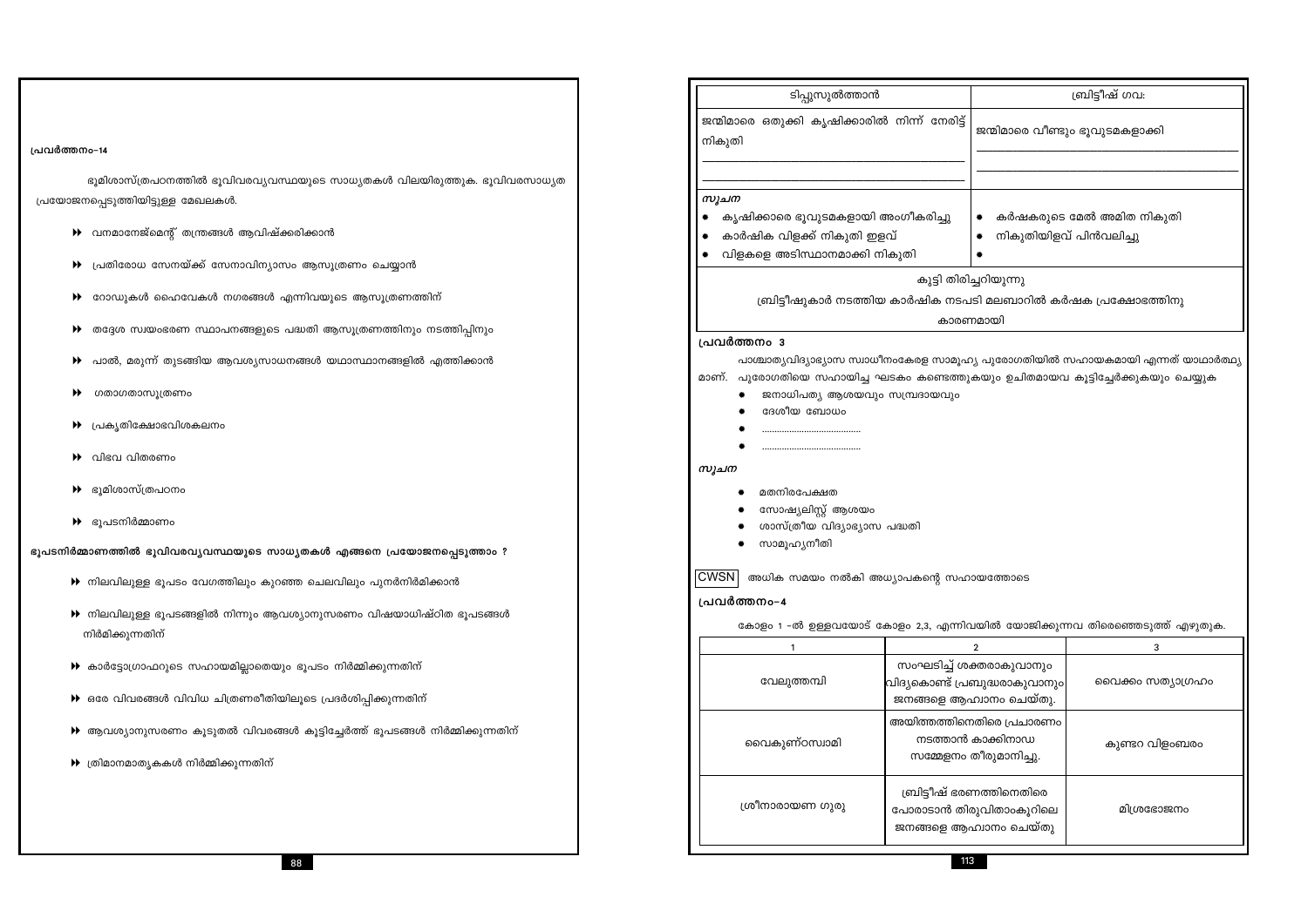## പ്രവർത്തനം-14

ഭൂമിശാസ്ത്രപഠനത്തിൽ ഭൂവിവരവ്യവസ്ഥയുടെ സാധ്യതകൾ വിലയിരുത്തുക. ഭൂവിവരസാധ്യത പ്രയോജനപ്പെടുത്തിയിട്ടുള്ള മേഖലകൾ.

- വനമാനേജ്മെന്റ് തന്ത്രങ്ങൾ ആവിഷ്ക്കരിക്കാൻ
- പ്രതിരോധ സേനയ്ക്ക് സേനാവിന്യാസം ആസൂത്രണം ചെയ്യാൻ
- റോഡുകൾ ഹൈവേകൾ നഗരങ്ങൾ എന്നിവയുടെ ആസൂത്രണത്തിന്
- തദ്ദേശ സ്വയംഭരണ സ്ഥാപനങ്ങളുടെ പദ്ധതി ആസൂത്രണത്തിനും നടത്തിപ്പിനും
- പാൽ, മരുന്ന് തുടങ്ങിയ ആവശ്യസാധനങ്ങൾ യഥാസ്ഥാനങ്ങളിൽ എത്തിക്കാൻ
- ഗതാഗതാസൂത്രണം
- പ്രകൃതിക്ഷോഭവിശകലനം
- വിഭവ വിതരണം
- ഭൂമിശാസ്ത്രപഠനം
- ഭൂപടനിർമ്മാണം

**ഭൂപടനിർമ്മാണത്തിൽ ഭൂവിവരവ്യവസ്ഥയുടെ സാധ്യതകൾ എങ്ങനെ പ്രയോജനപ്പെടുത്താം ?**

- നിലവിലുള്ള ഭൂപടം വേഗത്തിലും കുറഞ്ഞ ചെലവിലും പുനർനിർമിക്കാൻ
- നിലവിലുള്ള ഭൂപടങ്ങളിൽ നിന്നും ആവശ്യാനുസരണം വിഷയാധിഷ്ഠിത ഭൂപടങ്ങൾ നിർമ്മിക്കുന്നതിന്
- കാർട്ടോഗ്രാഫറുടെ സഹായമില്ലാതെയും ഭൂപടം നിർമ്മിക്കുന്നതിന്
- ഒരേ വിവരങ്ങൾ വിവിധ ചിത്രണരീതിയിലൂടെ പ്രദർശിപ്പിക്കുന്നതിന്
- ആവശ്യാനുസരണം കൂടുതൽ വിവരങ്ങൾ കൂട്ടിച്ചേർത്ത് ഭൂപടങ്ങൾ നിർമ്മിക്കുന്നതിന്
- ത്രിമാനമാതൃകകൾ നിർമ്മിക്കുന്നതിന്

| ടിപ്പുസുൽത്താൻ | ബ്രിട്ടീഷ് ഗവ: |
|---|---|
| ജന്മിമാരെ ഒതുക്കി കൃഷിക്കാരിൽ നിന്ന് നേരിട്ട് നികുതി<br>\_\_\_\_\_\_\_\_\_\_<br>\_\_\_\_\_\_\_\_\_\_ | ജന്മിമാരെ വീണ്ടും ഭൂവുടമകളാക്കി<br>\_\_\_\_\_\_\_\_\_\_<br>\_\_\_\_\_\_\_\_\_\_ |
| *സൂചന*<br>• കൃഷിക്കാരെ ഭൂവുടമകളായി അംഗീകരിച്ചു<br>• കാർഷിക വിളക്ക് നികുതി ഇളവ്<br>• വിളകളെ അടിസ്ഥാനമാക്കി നികുതി | <br>• കർഷകരുടെ മേൽ അമിത നികുതി<br>• നികുതിയിളവ് പിൻവലിച്ചു<br>• |

കുട്ടി തിരിച്ചറിയുന്നു

ബ്രിട്ടീഷുകാർ നടത്തിയ കാർഷിക നടപടി മലബാറിൽ കർഷക പ്രക്ഷോഭത്തിനു കാരണമായി

## പ്രവർത്തനം 3

പാശ്ചാത്യവിദ്യാഭ്യാസ സ്വാധീനംകേരള സാമൂഹ്യ പുരോഗതിയിൽ സഹായകമായി എന്നത് യാഥാർത്ഥ്യമാണ്. പുരോഗതിയെ സഹായിച്ച ഘടകം കണ്ടെത്തുകയും ഉചിതമായവ കൂട്ടിച്ചേർക്കുകയും ചെയ്യുക

- ജനാധിപത്യ ആശയവും സമ്പ്രദായവും
- ദേശീയ ബോധം
- ........................................
- ........................................

*സൂചന*

- മതനിരപേക്ഷത
- സോഷ്യലിസ്റ്റ് ആശയം
- ശാസ്ത്രീയ വിദ്യാഭ്യാസ പദ്ധതി
- സാമൂഹ്യനീതി

CWSN അധിക സമയം നൽകി അധ്യാപകന്റെ സഹായത്തോടെ

## പ്രവർത്തനം-4

കോളം 1 -ൽ ഉള്ളവയോട് കോളം 2,3, എന്നിവയിൽ യോജിക്കുന്നവ തിരഞ്ഞെടുത്ത് എഴുതുക.

| 1 | 2 | 3 |
|---|---|---|
| വേലുത്തമ്പി | സംഘടിച്ച് ശക്തരാകുവാനും വിദ്യകൊണ്ട് പ്രബുദ്ധരാകുവാനും ജനങ്ങളെ ആഹ്വാനം ചെയ്തു. | വൈക്കം സത്യാഗ്രഹം |
| വൈകുണ്ഠസ്വാമി | അയിത്തത്തിനെതിരെ പ്രചാരണം നടത്താൻ കാക്കിനാഡ സമ്മേളനം തീരുമാനിച്ചു. | കുണ്ടറ വിളംബരം |
| ശ്രീനാരായണ ഗുരു | ബ്രിട്ടീഷ് ഭരണത്തിനെതിരെ പോരാടാൻ തിരുവിതാംകൂറിലെ ജനങ്ങളെ ആഹ്വാനം ചെയ്തു | മിശ്രഭോജനം |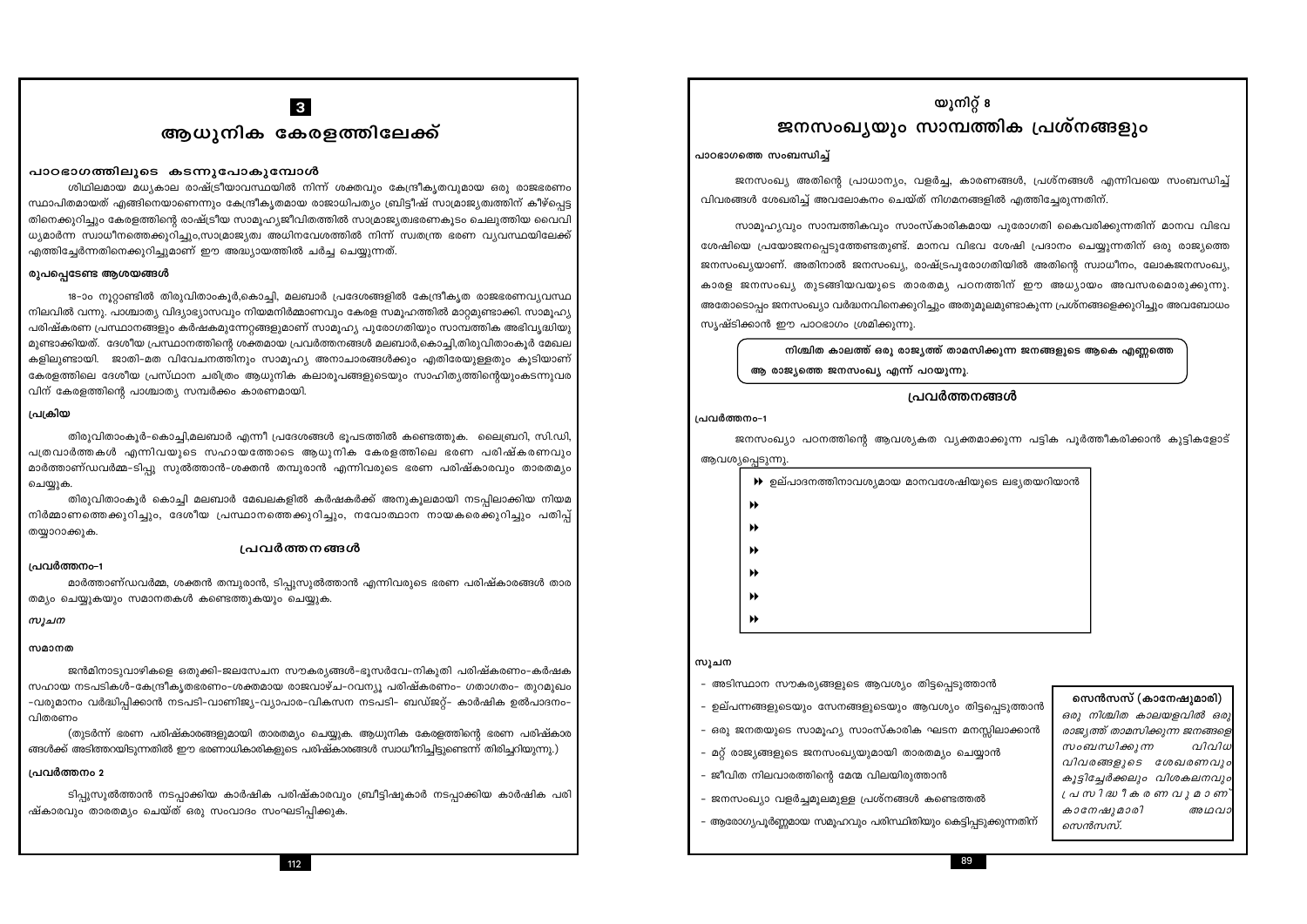## 3

# ആധുനിക കേരളത്തിലേക്ക്

### പാഠഭാഗത്തിലൂടെ കടന്നുപോകുമ്പോൾ

ശിഥിലമായ മധ്യകാല രാഷ്ട്രീയാവസ്ഥയിൽ നിന്ന് ശക്തവും കേന്ദ്രീകൃതവുമായ ഒരു രാജഭരണം സ്ഥാപിതമായത് എങ്ങിനെയാണെന്നും കേന്ദ്രീകൃതമായ രാജാധിപത്യം ബ്രിട്ടീഷ് സാമ്രാജ്യത്വത്തിന് കീഴ്പ്പെട്ട തിനെക്കുറിച്ചും കേരളത്തിന്റെ രാഷ്ട്രീയ സാമൂഹ്യജീവിതത്തിൽ സാമ്രാജ്യത്വഭരണകൂടം ചെലുത്തിയ വൈവി ധ്യമാർന്ന സ്വാധീനത്തെക്കുറിച്ചും,സാമ്രാജ്യത്വ അധിനവേശത്തിൽ നിന്ന് സ്വതന്ത്ര ഭരണ വ്യവസ്ഥയിലേക്ക് എത്തിച്ചേർന്നതിനെക്കുറിച്ചുമാണ് ഈ അദ്ധ്യായത്തിൽ ചർച്ച ചെയ്യുന്നത്.

### രൂപപ്പെടേണ്ട ആശയങ്ങൾ

18-ാം നൂറ്റാണ്ടിൽ തിരുവിതാംകൂർ,കൊച്ചി, മലബാർ പ്രദേശങ്ങളിൽ കേന്ദ്രീകൃത രാജഭരണവ്യവസ്ഥ നിലവിൽ വന്നു. പാശ്ചാത്യ വിദ്യാഭ്യാസവും നിയമനിർമ്മാണവും കേരള സമൂഹത്തിൽ മാറ്റമുണ്ടാക്കി. സാമൂഹ്യ പരിഷ്കരണ പ്രസ്ഥാനങ്ങളും കർഷകമുന്നേറ്റങ്ങളുമാണ് സാമൂഹ്യ പുരോഗതിയും സാമ്പത്തിക അഭിവൃദ്ധിയു മുണ്ടാക്കിയത്. ദേശീയ പ്രസ്ഥാനത്തിന്റെ ശക്തമായ പ്രവർത്തനങ്ങൾ മലബാർ,കൊച്ചി,തിരുവിതാംകൂർ മേഖല കളിലുണ്ടായി. ജാതി-മത വിവേചനത്തിനും സാമൂഹ്യ അനാചാരങ്ങൾക്കും എതിരേയുള്ളതും കൂടിയാണ് കേരളത്തിലെ ദേശീയ പ്രസ്ഥാന ചരിത്രം ആധുനിക കലാരൂപങ്ങളുടെയും സാഹിത്യത്തിന്റെയുംകടന്നുവര വിന് കേരളത്തിന്റെ പാശ്ചാത്യ സമ്പർക്കം കാരണമായി.

### പ്രക്രിയ

തിരുവിതാംകൂർ-കൊച്ചി,മലബാർ എന്നീ പ്രദേശങ്ങൾ ഭൂപടത്തിൽ കണ്ടെത്തുക. ലൈബ്രറി, സി.ഡി, പത്രവാർത്തകൾ എന്നിവയുടെ സഹായത്തോടെ ആധുനിക കേരളത്തിലെ ഭരണ പരിഷ്കരണവും മാർത്താണ്ഡവർമ്മ-ടിപ്പു സുൽത്താൻ-ശക്തൻ തമ്പുരാൻ എന്നിവരുടെ ഭരണ പരിഷ്കാരവും താരതമ്യം ചെയ്യുക.

തിരുവിതാംകൂർ കൊച്ചി മലബാർ മേഖലകളിൽ കർഷകർക്ക് അനുകൂലമായി നടപ്പിലാക്കിയ നിയമ നിർമ്മാണത്തെക്കുറിച്ചും, ദേശീയ പ്രസ്ഥാനത്തെക്കുറിച്ചും, നവോത്ഥാന നായകരെക്കുറിച്ചും പതിപ്പ് തയ്യാറാക്കുക.

### പ്രവർത്തനങ്ങൾ

**പ്രവർത്തനം-1**

മാർത്താണ്ഡവർമ്മ, ശക്തൻ തമ്പുരാൻ, ടിപ്പുസുൽത്താൻ എന്നിവരുടെ ഭരണ പരിഷ്കാരങ്ങൾ താര തമ്യം ചെയ്യുകയും സമാനതകൾ കണ്ടെത്തുകയും ചെയ്യുക.

*സൂചന*

**സമാനത**

ജൻമിനാടുവാഴികളെ ഒതുക്കി-ജലസേചന സൗകര്യങ്ങൾ-ഭൂസർവേ-നികുതി പരിഷ്കരണം-കർഷക സഹായ നടപടികൾ-കേന്ദ്രീകൃതഭരണം-ശക്തമായ രാജവാഴ്ച-റവന്യൂ പരിഷ്കരണം- ഗതാഗതം- തുറമുഖം -വരുമാനം വർദ്ധിപ്പിക്കാൻ നടപടി-വാണിജ്യ-വ്യാപാര-വികസന നടപടി- ബഡ്ജറ്റ്- കാർഷിക ഉൽപാദനം- വിതരണം

(തുടർന്ന് ഭരണ പരിഷ്കാരങ്ങളുമായി താരതമ്യം ചെയ്യുക. ആധുനിക കേരളത്തിന്റെ ഭരണ പരിഷ്കാര ങ്ങൾക്ക് അടിത്തറയിടുന്നതിൽ ഈ ഭരണാധികാരികളുടെ പരിഷ്കാരങ്ങൾ സ്വാധീനിച്ചിട്ടുണ്ടെന്ന് തിരിച്ചറിയുന്നു.)

**പ്രവർത്തനം 2**

ടിപ്പുസുൽത്താൻ നടപ്പാക്കിയ കാർഷിക പരിഷ്കാരവും ബ്രിട്ടീഷുകാർ നടപ്പാക്കിയ കാർഷിക പരി ഷ്കാരവും താരതമ്യം ചെയ്ത് ഒരു സംവാദം സംഘടിപ്പിക്കുക.

## യൂനിറ്റ് 8

# ജനസംഖ്യയും സാമ്പത്തിക പ്രശ്നങ്ങളും

### പാഠഭാഗത്തെ സംബന്ധിച്ച്

ജനസംഖ്യ അതിന്റെ പ്രാധാന്യം, വളർച്ച, കാരണങ്ങൾ, പ്രശ്നങ്ങൾ എന്നിവയെ സംബന്ധിച്ച് വിവരങ്ങൾ ശേഖരിച്ച് അവലോകനം ചെയ്ത് നിഗമനങ്ങളിൽ എത്തിച്ചേരുന്നതിന്.

സാമൂഹ്യവും സാമ്പത്തികവും സാംസ്കാരികമായ പുരോഗതി കൈവരിക്കുന്നതിന് മാനവ വിഭവ ശേഷിയെ പ്രയോജനപ്പെടുത്തേണ്ടതുണ്ട്. മാനവ വിഭവ ശേഷി പ്രദാനം ചെയ്യുന്നതിന് ഒരു രാജ്യത്തെ ജനസംഖ്യയാണ്. അതിനാൽ ജനസംഖ്യ, രാഷ്ട്രപുരോഗതിയിൽ അതിന്റെ സ്വാധീനം, ലോകജനസംഖ്യ, കാരള ജനസംഖ്യ തുടങ്ങിയവയുടെ താരതമ്യ പഠനത്തിന് ഈ അധ്യായം അവസരമൊരുക്കുന്നു. അതോടൊപ്പം ജനസംഖ്യാ വർദ്ധനവിനെക്കുറിച്ചും അതുമൂലമുണ്ടാകുന്ന പ്രശ്നങ്ങളെക്കുറിച്ചും അവബോധം സൃഷ്ടിക്കാൻ ഈ പാഠഭാഗം ശ്രമിക്കുന്നു.

> **നിശ്ചിത കാലത്ത് ഒരു രാജ്യത്ത് താമസിക്കുന്ന ജനങ്ങളുടെ ആകെ എണ്ണത്തെ ആ രാജ്യത്തെ ജനസംഖ്യ എന്ന് പറയുന്നു.**

### പ്രവർത്തനങ്ങൾ

**പ്രവർത്തനം-1**

ജനസംഖ്യാ പഠനത്തിന്റെ ആവശ്യകത വ്യക്തമാക്കുന്ന പട്ടിക പൂർത്തീകരിക്കാൻ കുട്ടികളോട് ആവശ്യപ്പെടുന്നു.

- ഉല്പാദനത്തിനാവശ്യമായ മാനവശേഷിയുടെ ലഭ്യതയറിയാൻ
- 
- 
- 
- 
- 
- 

**സൂചന**

- അടിസ്ഥാന സൗകര്യങ്ങളുടെ ആവശ്യം തിട്ടപ്പെടുത്താൻ
- ഉല്പന്നങ്ങളുടെയും സേനങ്ങളുടെയും ആവശ്യം തിട്ടപ്പെടുത്താൻ
- ഒരു ജനതയുടെ സാമൂഹ്യ സാംസ്കാരിക ഘടന മനസ്സിലാക്കാൻ
- മറ്റ് രാജ്യങ്ങളുടെ ജനസംഖ്യയുമായി താരതമ്യം ചെയ്യാൻ
- ജീവിത നിലവാരത്തിന്റെ മേന്മ വിലയിരുത്താൻ
- ജനസംഖ്യാ വളർച്ചമൂലമുള്ള പ്രശ്നങ്ങൾ കണ്ടെത്തൽ
- ആരോഗ്യപൂർണ്ണമായ സമൂഹവും പരിസ്ഥിതിയും കെട്ടിപ്പടുക്കുന്നതിന്

**സെൻസസ് (കാനേഷുമാരി)**

*ഒരു നിശ്ചിത കാലയളവിൽ ഒരു രാജ്യത്ത് താമസിക്കുന്ന ജനങ്ങളെ സംബന്ധിക്കുന്ന വിവിധ വിവരങ്ങളുടെ ശേഖരണവും കൂട്ടിച്ചേർക്കലും വിശകലനവും പ്രസിദ്ധീകരണവുമാണ് കാനേഷുമാരി അഥവാ സെൻസസ്.*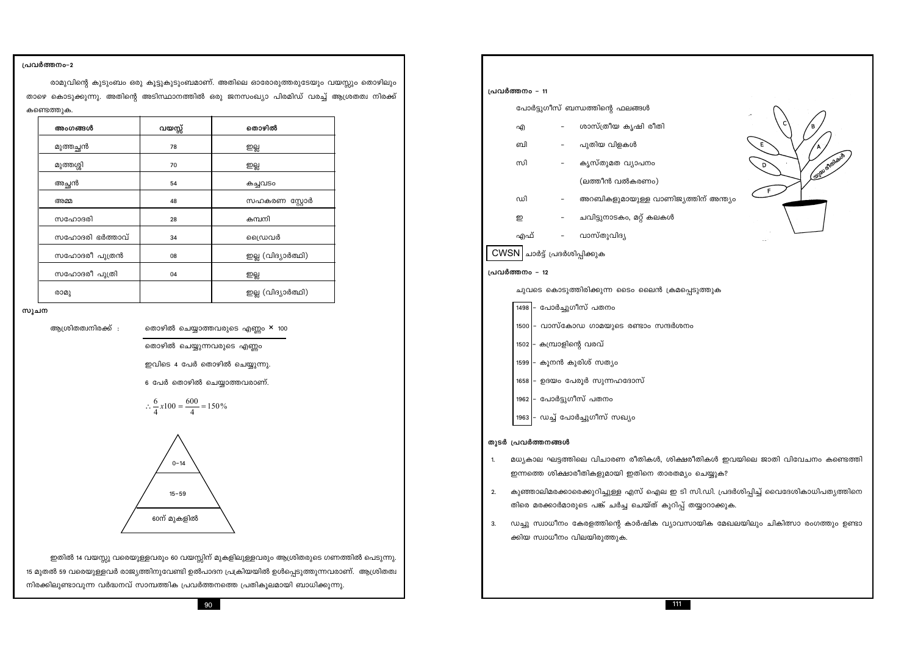**പ്രവർത്തനം-2**

രാമുവിന്റെ കുടുംബം ഒരു കൂട്ടുകുടുംബമാണ്. അതിലെ ഓരോരുത്തരുടേയും വയസ്സും തൊഴിലും താഴെ കൊടുക്കുന്നു. അതിന്റെ അടിസ്ഥാനത്തിൽ ഒരു ജനസംഖ്യാ പിരമിഡ് വരച്ച് ആശ്രിതത്വ നിരക്ക് കണ്ടെത്തുക.

| അംഗങ്ങൾ | വയസ്സ് | തൊഴിൽ |
|---|---|---|
| മുത്തച്ഛൻ | 78 | ഇല്ല |
| മുത്തശ്ശി | 70 | ഇല്ല |
| അച്ഛൻ | 54 | കച്ചവടം |
| അമ്മ | 48 | സഹകരണ സ്റ്റോർ |
| സഹോദരി | 28 | കമ്പനി |
| സഹോദരി ഭർത്താവ് | 34 | ഡ്രൈവർ |
| സഹോദരീ പുത്രൻ | 08 | ഇല്ല (വിദ്യാർത്ഥി) |
| സഹോദരീ പുത്രി | 04 | ഇല്ല |
| രാമു | | ഇല്ല (വിദ്യാർത്ഥി) |

**സൂചന**

ആശ്രിതത്വനിരക്ക് : $\dfrac{\text{തൊഴിൽ ചെയ്യാത്തവരുടെ എണ്ണം} \times 100}{\text{തൊഴിൽ ചെയ്യുന്നവരുടെ എണ്ണം}}$

ഇവിടെ 4 പേർ തൊഴിൽ ചെയ്യുന്നു.

6 പേർ തൊഴിൽ ചെയ്യാത്തവരാണ്.

$$\therefore \frac{6}{4} x 100 = \frac{600}{4} = 150\%$$

0–14

15–59

60ന് മുകളിൽ

ഇതിൽ 14 വയസ്സു വരെയുള്ളവരും 60 വയസ്സിന് മുകളിലുള്ളവരും ആശ്രിതരുടെ ഗണത്തിൽ പെടുന്നു. 15 മുതൽ 59 വരെയുള്ളവർ രാജ്യത്തിനുവേണ്ടി ഉൽപാദന പ്രക്രിയയിൽ ഉൾപ്പെടുത്തുന്നവരാണ്. ആശ്രിതത്വ നിരക്കിലുണ്ടാവുന്ന വർദ്ധനവ് സാമ്പത്തിക പ്രവർത്തനത്തെ പ്രതികൂലമായി ബാധിക്കുന്നു.

**പ്രവർത്തനം – 11**

പോർട്ടുഗീസ് ബന്ധത്തിന്റെ ഫലങ്ങൾ

- എ – ശാസ്ത്രീയ കൃഷി രീതി
- ബി – പുതിയ വിളകൾ
- സി – ക്രിസ്തുമത വ്യാപനം (ലത്തീൻ വൽകരണം)
- ഡി – അറബികളുമായുള്ള വാണിജ്യത്തിന് അന്ത്യം
- ഇ – ചവിട്ടുനാടകം, മറ്റ് കലകൾ
- എഫ് – വാസ്തുവിദ്യ

(ചിത്രം: A, B, C, D, E, F; യുദ്ധരീതികൾ)

CWSN ചാർട്ട് പ്രദർശിപ്പിക്കുക

**പ്രവർത്തനം – 12**

ചുവടെ കൊടുത്തിരിക്കുന്ന ടൈം ലൈൻ ക്രമപ്പെടുത്തുക

- 1498 – പോർച്ചുഗീസ് പതനം
- 1500 – വാസ്കോഡ ഗാമയുടെ രണ്ടാം സന്ദർശനം
- 1502 – കമ്പ്രാളിന്റെ വരവ്
- 1599 – കൂനൻ കുരിശ് സത്യം
- 1658 – ഉദയം പേരൂർ സുന്നഹദോസ്
- 1962 – പോർട്ടുഗീസ് പതനം
- 1963 – ഡച്ച് പോർച്ചുഗീസ് സഖ്യം

**തുടർ പ്രവർത്തനങ്ങൾ**

1. മധ്യകാല ഘട്ടത്തിലെ വിചാരണ രീതികൾ, ശിക്ഷരീതികൾ ഇവയിലെ ജാതി വിവേചനം കണ്ടെത്തി ഇന്നത്തെ ശിക്ഷാരീതികളുമായി ഇതിനെ താരതമ്യം ചെയ്യുക?
2. കുഞ്ഞാലിമരക്കാരെക്കുറിച്ചുള്ള എസ് ഐല ഇ ടി സി.ഡി. പ്രദർശിപ്പിച്ച് വൈദേശികാധിപത്യത്തിനെതിരെ മരക്കാർമാരുടെ പങ്ക് ചർച്ച ചെയ്ത് കുറിപ്പ് തയ്യാറാക്കുക.
3. ഡച്ചു സ്വാധീനം കേരളത്തിന്റെ കാർഷിക വ്യവസായിക മേഖലയിലും ചികിത്സാ രംഗത്തും ഉണ്ടാക്കിയ സ്വാധീനം വിലയിരുത്തുക.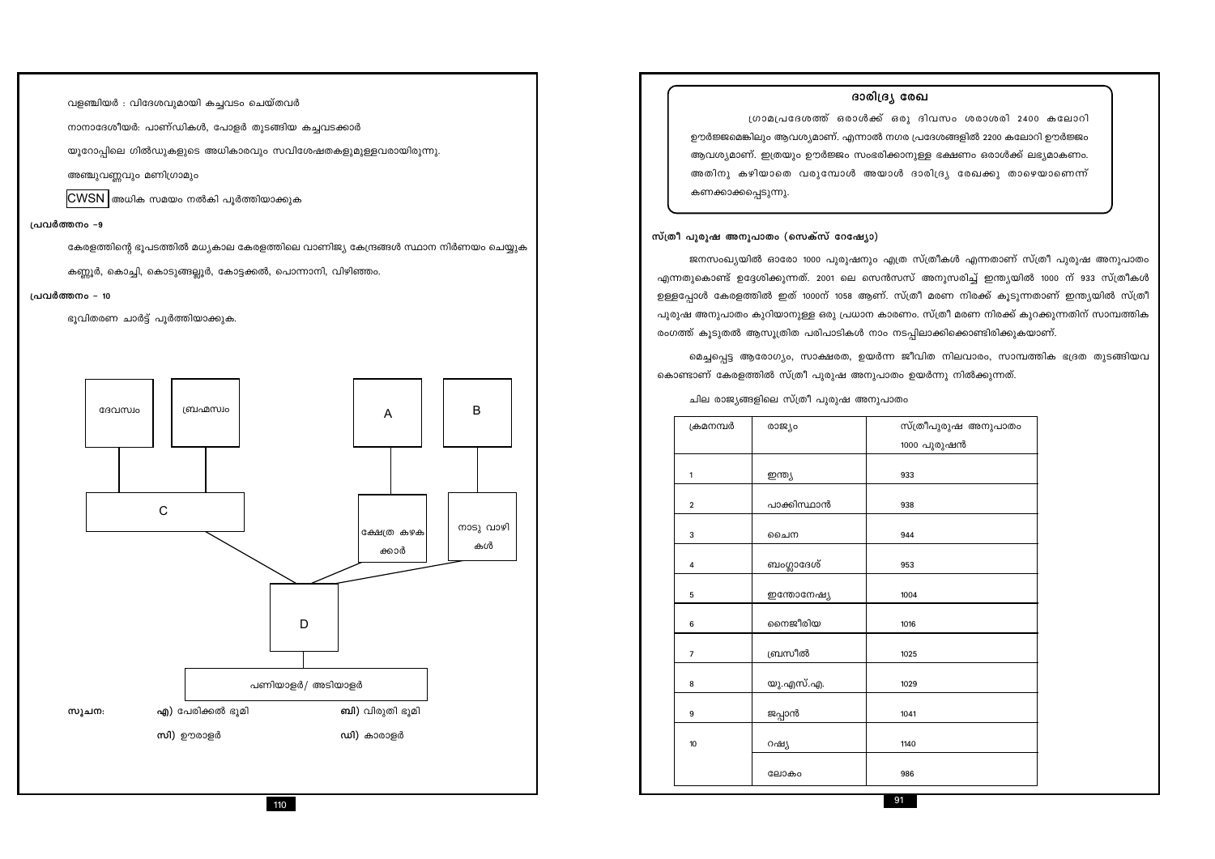വളഞ്ചിയർ : വിദേശവുമായി കച്ചവടം ചെയ്തവർ

നാനാദേശീയർ: പാണ്ഡികൾ, പോളർ തുടങ്ങിയ കച്ചവടക്കാർ

യൂറോപ്പിലെ ഗിൽഡുകളുടെ അധികാരവും സവിശേഷതകളുമുള്ളവരായിരുന്നു.

അഞ്ചുവണ്ണവും മണിഗ്രാമും

CWSN അധിക സമയം നൽകി പൂർത്തിയാക്കുക

**പ്രവർത്തനം -9**

കേരളത്തിന്റെ ഭൂപടത്തിൽ മധ്യകാല കേരളത്തിലെ വാണിജ്യ കേന്ദ്രങ്ങൾ സ്ഥാന നിർണയം ചെയ്യുക

കണ്ണൂർ, കൊച്ചി, കൊടുങ്ങല്ലൂർ, കോട്ടക്കൽ, പൊന്നാനി, വിഴിഞ്ഞം.

**പ്രവർത്തനം - 10**

ഭൂവിതരണ ചാർട്ട് പൂർത്തിയാക്കുക.

| | | | |
|---|---|---|---|
| ദേവസ്വം | ബ്രഹ്മസ്വം | A | B |
| C | | ക്ഷേത്ര കഴകക്കാർ | നാടു വാഴികൾ |
| | D | | |
| | പണിയാളർ/ അടിയാളർ | | |

**സൂചന:** എ) പേരിക്കൽ ഭൂമി ബി) വിരുതി ഭൂമി സി) ഊരാളർ ഡി) കാരാളർ

## ദാരിദ്ര്യ രേഖ

ഗ്രാമപ്രദേശത്ത് ഒരാൾക്ക് ഒരു ദിവസം ശരാശരി 2400 കലോറി ഊർജ്ജമെങ്കിലും ആവശ്യമാണ്. എന്നാൽ നഗര പ്രദേശങ്ങളിൽ 2200 കലോറി ഊർജ്ജം ആവശ്യമാണ്. ഇത്രയും ഊർജ്ജം സംഭരിക്കാനുള്ള ഭക്ഷണം ഒരാൾക്ക് ലഭ്യമാകണം. അതിനു കഴിയാതെ വരുമ്പോൾ അയാൾ ദാരിദ്ര്യ രേഖക്കു താഴെയാണെന്ന് കണക്കാക്കപ്പെടുന്നു.

### സ്ത്രീ പുരുഷ അനുപാതം (സെക്സ് റേഷ്യോ)

ജനസംഖ്യയിൽ ഓരോ 1000 പുരുഷനും എത്ര സ്ത്രീകൾ എന്നതാണ് സ്ത്രീ പുരുഷ അനുപാതം എന്നതുകൊണ്ട് ഉദ്ദേശിക്കുന്നത്. 2001 ലെ സെൻസസ് അനുസരിച്ച് ഇന്ത്യയിൽ 1000 ന് 933 സ്ത്രീകൾ ഉള്ളപ്പോൾ കേരളത്തിൽ ഇത് 1000ന് 1058 ആണ്. സ്ത്രീ മരണ നിരക്ക് കൂടുന്നതാണ് ഇന്ത്യയിൽ സ്ത്രീ പുരുഷ അനുപാതം കുറിയാനുള്ള ഒരു പ്രധാന കാരണം. സ്ത്രീ മരണ നിരക്ക് കുറക്കുന്നതിന് സാമ്പത്തിക രംഗത്ത് കൂടുതൽ ആസൂത്രിത പരിപാടികൾ നാം നടപ്പിലാക്കിക്കൊണ്ടിരിക്കുകയാണ്.

മെച്ചപ്പെട്ട ആരോഗ്യം, സാക്ഷരത, ഉയർന്ന ജീവിത നിലവാരം, സാമ്പത്തിക ഭദ്രത തുടങ്ങിയവ കൊണ്ടാണ് കേരളത്തിൽ സ്ത്രീ പുരുഷ അനുപാതം ഉയർന്നു നിൽക്കുന്നത്.

ചില രാജ്യങ്ങളിലെ സ്ത്രീ പുരുഷ അനുപാതം

| ക്രമനമ്പർ | രാജ്യം | സ്ത്രീപുരുഷ അനുപാതം 1000 പുരുഷൻ |
|---|---|---|
| 1 | ഇന്ത്യ | 933 |
| 2 | പാക്കിസ്ഥാൻ | 938 |
| 3 | ചൈന | 944 |
| 4 | ബംഗ്ലാദേശ് | 953 |
| 5 | ഇന്തോനേഷ്യ | 1004 |
| 6 | നൈജീരിയ | 1016 |
| 7 | ബ്രസീൽ | 1025 |
| 8 | യു.എസ്.എ. | 1029 |
| 9 | ജപ്പാൻ | 1041 |
| 10 | റഷ്യ | 1140 |
| | ലോകം | 986 |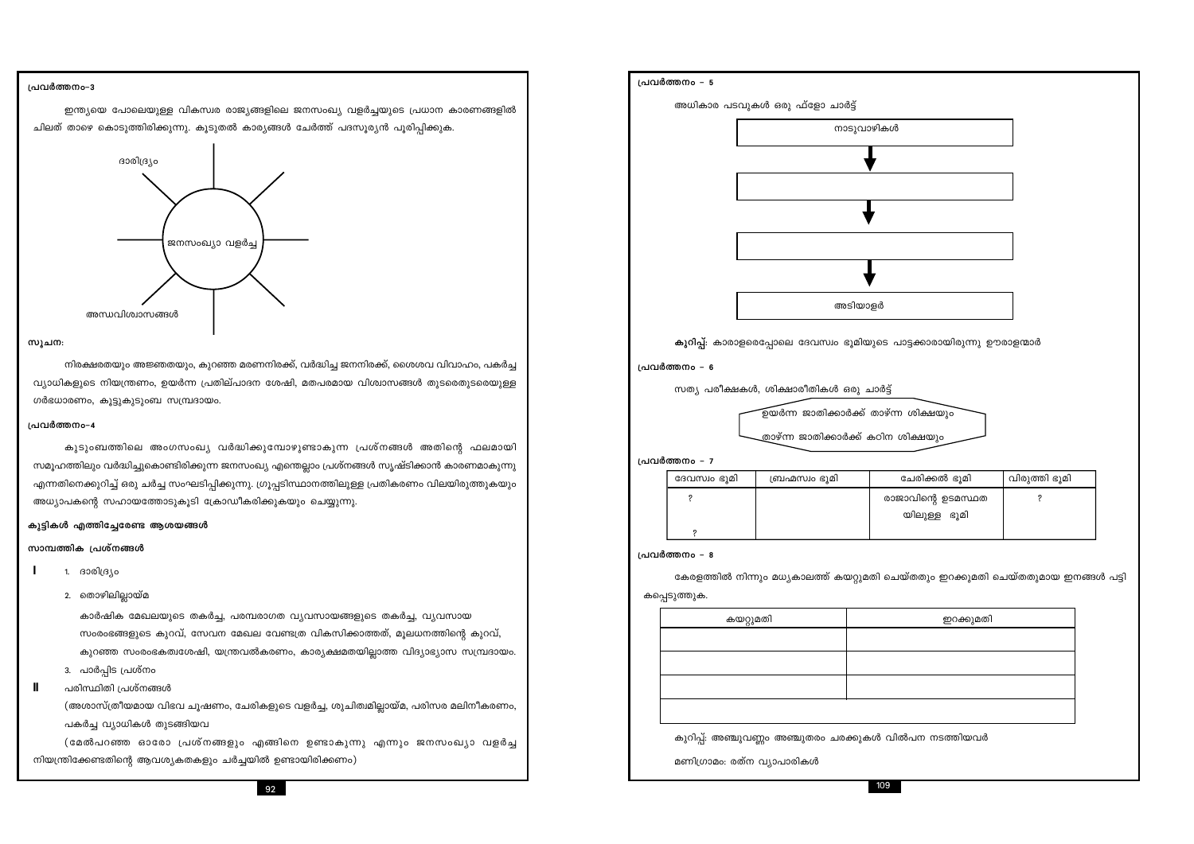**പ്രവർത്തനം–3**

ഇന്ത്യയെ പോലെയുള്ള വികസ്വര രാജ്യങ്ങളിലെ ജനസംഖ്യ വളർച്ചയുടെ പ്രധാന കാരണങ്ങളിൽ ചിലത് താഴെ കൊടുത്തിരിക്കുന്നു. കൂടുതൽ കാര്യങ്ങൾ ചേർത്ത് പദസൂര്യൻ പൂരിപ്പിക്കുക.

ദാരിദ്ര്യം

ജനസംഖ്യാ വളർച്ച

അന്ധവിശ്വാസങ്ങൾ

**സൂചന:**

നിരക്ഷരതയും അജ്ഞതയും, കുറഞ്ഞ മരണനിരക്ക്, വർദ്ധിച്ച ജനനിരക്ക്, ശൈശവ വിവാഹം, പകർച്ച വ്യാധികളുടെ നിയന്ത്രണം, ഉയർന്ന പ്രതിലഉൽപാദന ശേഷി, മതപരമായ വിശ്വാസങ്ങൾ തുടരെതുടരെയുള്ള ഗർഭധാരണം, കൂട്ടുകുടുംബ സമ്പ്രദായം.

**പ്രവർത്തനം–4**

കുടുംബത്തിലെ അംഗസംഖ്യ വർദ്ധിക്കുമ്പോഴുണ്ടാകുന്ന പ്രശ്നങ്ങൾ അതിന്റെ ഫലമായി സമൂഹത്തിലും വർദ്ധിച്ചുകൊണ്ടിരിക്കുന്ന ജനസംഖ്യ എന്തെല്ലാം പ്രശ്നങ്ങൾ സൃഷ്ടിക്കാൻ കാരണമാകുന്നു എന്നതിനെക്കുറിച്ച് ഒരു ചർച്ച സംഘടിപ്പിക്കുന്നു. ഗ്രൂപ്പടിസ്ഥാനത്തിലുള്ള പ്രതികരണം വിലയിരുത്തുകയും അധ്യാപകന്റെ സഹായത്തോടുകൂടി ക്രോഡീകരിക്കുകയും ചെയ്യുന്നു.

**കുട്ടികൾ എത്തിച്ചേരേണ്ട ആശയങ്ങൾ**

**സാമ്പത്തിക പ്രശ്നങ്ങൾ**

**I**
1. ദാരിദ്ര്യം
2. തൊഴിലില്ലായ്മ

   കാർഷിക മേഖലയുടെ തകർച്ച, പരമ്പരാഗത വ്യവസായങ്ങളുടെ തകർച്ച, വ്യവസായ സംരംഭങ്ങളുടെ കുറവ്, സേവന മേഖല വേണ്ടത്ര വികസിക്കാത്തത്, മൂലധനത്തിന്റെ കുറവ്, കുറഞ്ഞ സംരംഭകത്വശേഷി, യന്ത്രവൽകരണം, കാര്യക്ഷമതയില്ലാത്ത വിദ്യാഭ്യാസ സമ്പ്രദായം.
3. പാർപ്പിട പ്രശ്നം

**II** പരിസ്ഥിതി പ്രശ്നങ്ങൾ

(അശാസ്ത്രീയമായ വിഭവ ചൂഷണം, ചേരികളുടെ വളർച്ച, ശുചിത്വമില്ലായ്മ, പരിസര മലിനീകരണം, പകർച്ച വ്യാധികൾ തുടങ്ങിയവ

(മേൽപറഞ്ഞ ഓരോ പ്രശ്നങ്ങളും എങ്ങിനെ ഉണ്ടാകുന്നു എന്നും ജനസംഖ്യാ വളർച്ച നിയന്ത്രിക്കേണ്ടതിന്റെ ആവശ്യകതകളും ചർച്ചയിൽ ഉണ്ടായിരിക്കണം)

**പ്രവർത്തനം – 5**

അധികാര പടവുകൾ ഒരു ഫ്ളോ ചാർട്ട്

നാടുവാഴികൾ
↓
[ ]
↓
[ ]
↓
അടിയാളർ

**കുറിപ്പ്:** കാരാളരെപ്പോലെ ദേവസ്വം ഭൂമിയുടെ പാട്ടക്കാരായിരുന്നു ഊരാളന്മാർ

**പ്രവർത്തനം – 6**

സത്യ പരീക്ഷകൾ, ശിക്ഷാരീതികൾ ഒരു ചാർട്ട്

ഉയർന്ന ജാതിക്കാർക്ക് താഴ്ന്ന ശിക്ഷയും
താഴ്ന്ന ജാതിക്കാർക്ക് കഠിന ശിക്ഷയും

**പ്രവർത്തനം – 7**

| ദേവസ്വം ഭൂമി | ബ്രഹ്മസ്വം ഭൂമി | ചേരിക്കൽ ഭൂമി | വിരുത്തി ഭൂമി |
|---|---|---|---|
| ?<br>?<br> | | രാജാവിന്റെ ഉടമസ്ഥത യിലുള്ള ഭൂമി | ? |

**പ്രവർത്തനം – 8**

കേരളത്തിൽ നിന്നും മധ്യകാലത്ത് കയറ്റുമതി ചെയ്തതും ഇറക്കുമതി ചെയ്തതുമായ ഇനങ്ങൾ പട്ടികപ്പെടുത്തുക.

| കയറ്റുമതി | ഇറക്കുമതി |
|---|---|
| | |
| | |
| | |
| | |

കുറിപ്പ്: അഞ്ചുവണ്ണം അഞ്ചുതരം ചരക്കുകൾ വിൽപന നടത്തിയവർ

മണിഗ്രാമം: രത്ന വ്യാപാരികൾ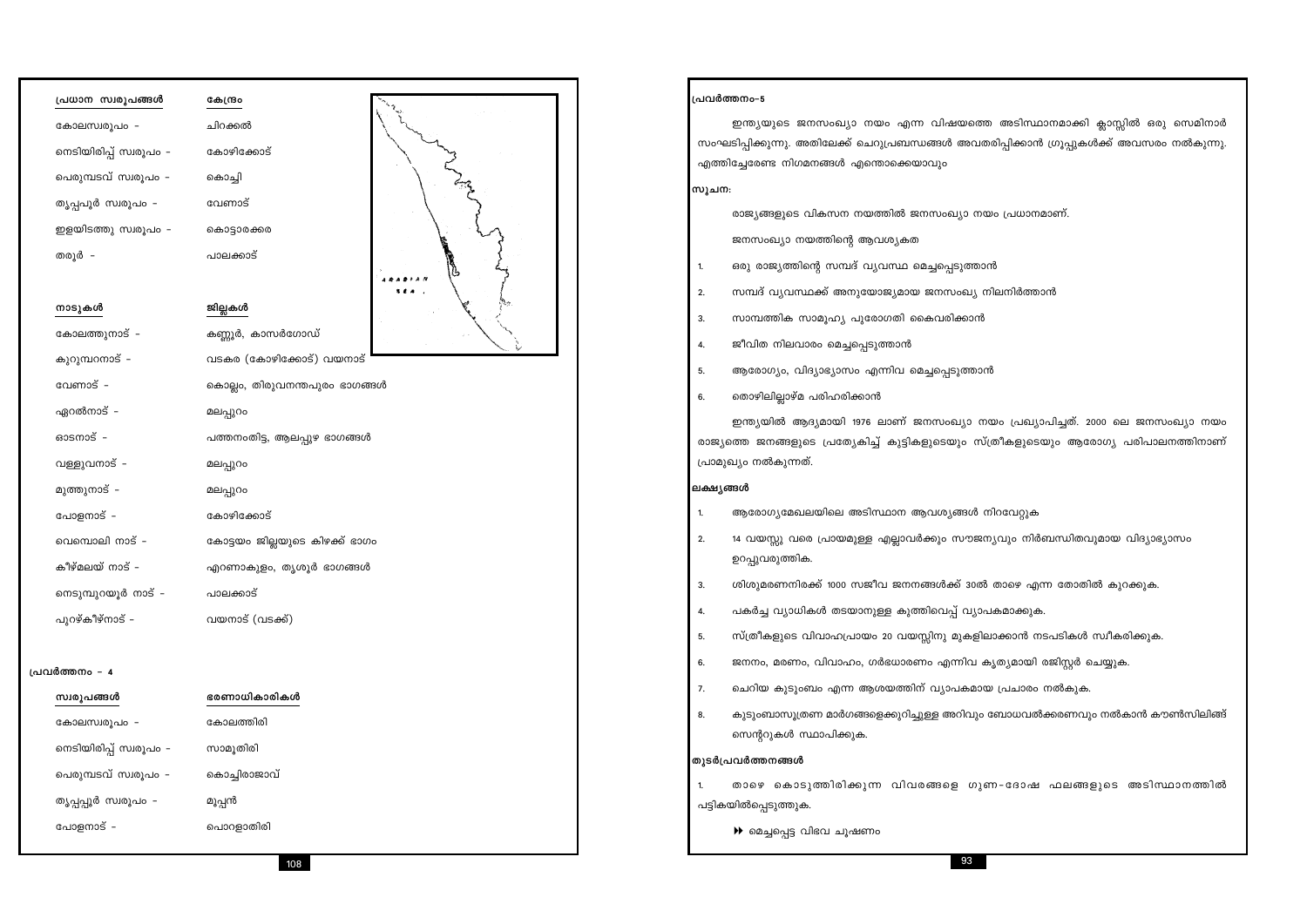| പ്രധാന സ്വരൂപങ്ങൾ | കേന്ദ്രം |
|---|---|
| കോലസ്വരൂപം - | ചിറക്കൽ |
| നെടിയിരിപ്പ് സ്വരൂപം - | കോഴിക്കോട് |
| പെരുമ്പടവ് സ്വരൂപം - | കൊച്ചി |
| തൃപ്പപ്പൂർ സ്വരൂപം - | വേണാട് |
| ഇളയിടത്തു സ്വരൂപം - | കൊട്ടാരക്കര |
| തരൂർ - | പാലക്കാട് |

| നാടുകൾ | ജില്ലകൾ |
|---|---|
| കോലത്തുനാട് - | കണ്ണൂർ, കാസർഗോഡ് |
| കുറുമ്പറനാട് - | വടകര (കോഴിക്കോട്) വയനാട് |
| വേണാട് - | കൊല്ലം, തിരുവനന്തപുരം ഭാഗങ്ങൾ |
| ഏറൽനാട് - | മലപ്പുറം |
| ഓടനാട് - | പത്തനംതിട്ട, ആലപ്പുഴ ഭാഗങ്ങൾ |
| വള്ളുവനാട് - | മലപ്പുറം |
| മുത്തുനാട് - | മലപ്പുറം |
| പോളനാട് - | കോഴിക്കോട് |
| വെമ്പൊലി നാട് - | കോട്ടയം ജില്ലയുടെ കിഴക്ക് ഭാഗം |
| കീഴ്മലയ് നാട് - | എറണാകുളം, തൃശൂർ ഭാഗങ്ങൾ |
| നെടുമ്പുറയൂർ നാട് - | പാലക്കാട് |
| പുറഴ്കീഴ്നാട് - | വയനാട് (വടക്ക്) |

### പ്രവർത്തനം – 4

| സ്വരൂപങ്ങൾ | ഭരണാധികാരികൾ |
|---|---|
| കോലസ്വരൂപം - | കോലത്തിരി |
| നെടിയിരിപ്പ് സ്വരൂപം - | സാമൂതിരി |
| പെരുമ്പടവ് സ്വരൂപം - | കൊച്ചിരാജാവ് |
| തൃപ്പപ്പൂർ സ്വരൂപം - | മൂപ്പൻ |
| പോളനാട് - | പൊറളാതിരി |

### പ്രവർത്തനം–5

ഇന്ത്യയുടെ ജനസംഖ്യാ നയം എന്ന വിഷയത്തെ അടിസ്ഥാനമാക്കി ക്ലാസ്സിൽ ഒരു സെമിനാർ സംഘടിപ്പിക്കുന്നു. അതിലേക്ക് ചെറുപ്രബന്ധങ്ങൾ അവതരിപ്പിക്കാൻ ഗ്രൂപ്പുകൾക്ക് അവസരം നൽകുന്നു. എത്തിച്ചേരേണ്ട നിഗമനങ്ങൾ എന്തൊക്കെയാവും

**സൂചന:**

രാജ്യങ്ങളുടെ വികസന നയത്തിൽ ജനസംഖ്യാ നയം പ്രധാനമാണ്.

ജനസംഖ്യാ നയത്തിന്റെ ആവശ്യകത

1. ഒരു രാജ്യത്തിന്റെ സമ്പദ് വ്യവസ്ഥ മെച്ചപ്പെടുത്താൻ
2. സമ്പദ് വ്യവസ്ഥക്ക് അനുയോജ്യമായ ജനസംഖ്യ നിലനിർത്താൻ
3. സാമ്പത്തിക സാമൂഹ്യ പുരോഗതി കൈവരിക്കാൻ
4. ജീവിത നിലവാരം മെച്ചപ്പെടുത്താൻ
5. ആരോഗ്യം, വിദ്യാഭ്യാസം എന്നിവ മെച്ചപ്പെടുത്താൻ
6. തൊഴിലില്ലാഴ്മ പരിഹരിക്കാൻ

ഇന്ത്യയിൽ ആദ്യമായി 1976 ലാണ് ജനസംഖ്യാ നയം പ്രഖ്യാപിച്ചത്. 2000 ലെ ജനസംഖ്യാ നയം രാജ്യത്തെ ജനങ്ങളുടെ പ്രത്യേകിച്ച് കുട്ടികളുടെയും സ്ത്രീകളുടെയും ആരോഗ്യ പരിപാലനത്തിനാണ് പ്രാമുഖ്യം നൽകുന്നത്.

**ലക്ഷ്യങ്ങൾ**

1. ആരോഗ്യമേഖലയിലെ അടിസ്ഥാന ആവശ്യങ്ങൾ നിറവേറ്റുക
2. 14 വയസ്സു വരെ പ്രായമുള്ള എല്ലാവർക്കും സൗജന്യവും നിർബന്ധിതവുമായ വിദ്യാഭ്യാസം ഉറപ്പുവരുത്തിക.
3. ശിശുമരണനിരക്ക് 1000 സജീവ ജനനങ്ങൾക്ക് 30ൽ താഴെ എന്ന തോതിൽ കുറക്കുക.
4. പകർച്ച വ്യാധികൾ തടയാനുള്ള കുത്തിവെപ്പ് വ്യാപകമാക്കുക.
5. സ്ത്രീകളുടെ വിവാഹപ്രായം 20 വയസ്സിനു മുകളിലാക്കാൻ നടപടികൾ സ്വീകരിക്കുക.
6. ജനനം, മരണം, വിവാഹം, ഗർഭധാരണം എന്നിവ കൃത്യമായി രജിസ്റ്റർ ചെയ്യുക.
7. ചെറിയ കുടുംബം എന്ന ആശയത്തിന് വ്യാപകമായ പ്രചാരം നൽകുക.
8. കുടുംബാസൂത്രണ മാർഗങ്ങളെക്കുറിച്ചുള്ള അറിവും ബോധവൽക്കരണവും നൽകാൻ കൗൺസിലിങ് സെന്ററുകൾ സ്ഥാപിക്കുക.

**തുടർപ്രവർത്തനങ്ങൾ**

1. താഴെ കൊടുത്തിരിക്കുന്ന വിവരങ്ങളെ ഗുണ-ദോഷ ഫലങ്ങളുടെ അടിസ്ഥാനത്തിൽ പട്ടികയിൽപ്പെടുത്തുക.

▸▸ മെച്ചപ്പെട്ട വിഭവ ചൂഷണം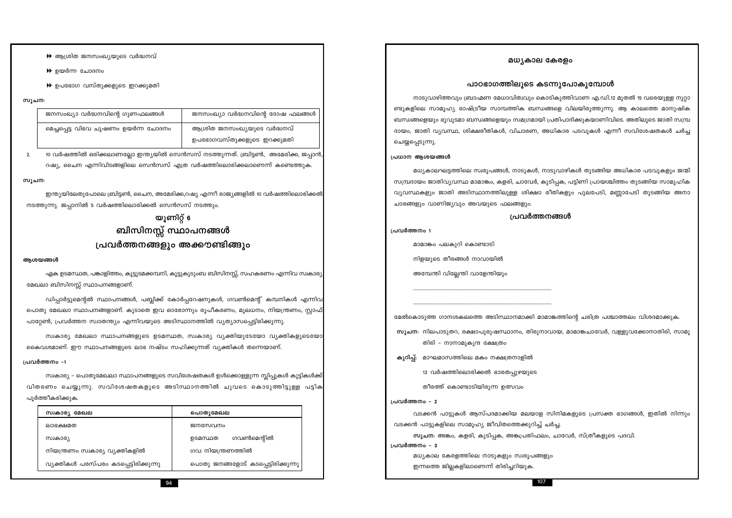- ആശ്രിത ജനസംഖ്യയുടെ വർദ്ധനവ്
- ഉയർന്ന ചോദനം
- ഉപഭോഗ വസ്തുക്കളുടെ ഇറക്കുമതി

**സൂചന:**

| ജനസംഖ്യാ വർദ്ധനവിന്റെ ഗുണഫലങ്ങൾ | ജനസംഖ്യാ വർദ്ധനവിന്റെ ദോഷ ഫലങ്ങൾ |
| --- | --- |
| മെച്ചപ്പെട്ട വിഭവ ചൂഷണം ഉയർന്ന ചോദനം | ആശ്രിത ജനസംഖ്യയുടെ വർദ്ധനവ് ഉപഭോഗവസ്തുക്കളുടെ ഇറക്കുമതി |

2. 10 വർഷത്തിൽ ഒരിക്കലാണല്ലോ ഇന്ത്യയിൽ സെൻസസ് നടത്തുന്നത്. ബ്രിട്ടൺ, അമേരിക്ക, ജപ്പാൻ, റഷ്യ, ചൈന എന്നിവിടങ്ങളിലെ സെൻസസ് എത്ര വർഷത്തിലൊരിക്കലാണെന്ന് കണ്ടെത്തുക.

**സൂചന:**

ഇന്ത്യയിലേതുപോലെ ബ്രിട്ടൺ, ചൈന, അമേരിക്ക,റഷ്യ എന്നീ രാജ്യങ്ങളിൽ 10 വർഷത്തിലൊരിക്കൽ നടത്തുന്നു. ജപ്പാനിൽ 5 വർഷത്തിലൊരിക്കൽ സെൻസസ് നടത്തും.

## യൂണിറ്റ് 6

## ബിസിനസ്സ് സ്ഥാപനങ്ങൾ പ്രവർത്തനങ്ങളും അക്കൗണ്ടിങ്ങും

**ആശയങ്ങൾ**

ഏക ഉടമസ്ഥത, പങ്കാളിത്തം, കൂട്ടുടമക്കമ്പനി, കൂട്ടുകുടുംബ ബിസിനസ്സ്, സഹകരണം എന്നിവ സ്വകാര്യ മേഖലാ ബിസിനസ്സ് സ്ഥാപനങ്ങളാണ്.

ഡിപ്പാർട്ടുമെന്റൽ സ്ഥാപനങ്ങൾ, പബ്ലിക്ക് കോർപ്പറേഷനുകൾ, ഗവൺമെന്റ് കമ്പനികൾ എന്നിവ പൊതു മേഖലാ സ്ഥാപനങ്ങളാണ്. കൂടാതെ ഇവ ഓരോന്നും രൂപീകരണം, മൂലധനം, നിയന്ത്രണം, സ്റ്റാഫ് പാറ്റേൺ, പ്രവർത്തന സ്വാതന്ത്ര്യം എന്നിവയുടെ അടിസ്ഥാനത്തിൽ വ്യത്യാസപ്പെട്ടിരിക്കുന്നു.

സ്വകാര്യ മേഖലാ സ്ഥാപനങ്ങളുടെ ഉടമസ്ഥത, സ്വകാര്യ വ്യക്തിയുടേയോ വ്യക്തികളുടെയോ കൈവശമാണ്. ഈ സ്ഥാപനങ്ങളുടെ ലാഭ നഷ്ടം സഹിക്കുന്നത് വ്യക്തികൾ തന്നെയാണ്.

**പ്രവർത്തനം -1**

സ്വകാര്യ - പൊതുമേഖലാ സ്ഥാപനങ്ങളുടെ സവിശേഷതകൾ ഉൾക്കൊള്ളുന്ന സ്ലിപ്പുകൾ കുട്ടികൾക്ക് വിതരണം ചെയ്യുന്നു. സവിശേഷതകളുടെ അടിസ്ഥാനത്തിൽ ചുവടെ കൊടുത്തിട്ടുള്ള പട്ടിക പൂർത്തീകരിക്കുക.

| സ്വകാര്യ മേഖല | പൊതുമേഖല |
| --- | --- |
| ലാഭക്ഷമത | ജനസേവനം |
| സ്വകാര്യ | ഉടമസ്ഥത ഗവൺമെന്റിൽ |
| നിയന്ത്രണം സ്വകാര്യ വ്യക്തികളിൽ | ഗവ: നിയന്ത്രണത്തിൽ |
| വ്യക്തികൾ പരസ്പരം കടപ്പെട്ടിരിക്കുന്നു | പൊതു ജനങ്ങളോട് കടപ്പെട്ടിരിക്കുന്നു |

## മധ്യകാല കേരളം

### പാഠഭാഗത്തിലൂടെ കടന്നുപോകുമ്പോൾ

നാടുവാഴിത്തവും ബ്രാഹ്മണ മേധാവിത്വവും കൊടികുത്തിവാണ എ.ഡി.12 മുതൽ 15 വരെയുള്ള നൂറ്റാണ്ടുകളിലെ സാമൂഹ്യ രാഷ്ട്രീയ സാമ്പത്തിക ബന്ധങ്ങളെ വിലയിരുത്തുന്നു. ആ കാലത്തെ മാനുഷിക ബന്ധങ്ങളെയും ഭൂവുടമാ ബന്ധങ്ങളെയും സമഗ്രമായി പ്രതിപാദിക്കുകയാണിവിടെ. അതിലൂടെ ജാതി സമ്പ്രദായം, ജാതി വ്യവസ്ഥ, ശിക്ഷരീതികൾ, വിചാരണ, അധികാര പടവുകൾ എന്നീ സവിശേഷതകൾ ചർച്ച ചെയ്യപ്പെടുന്നു.

**പ്രധാന ആശയങ്ങൾ**

മധ്യകാലഘട്ടത്തിലെ സ്വരൂപങ്ങൾ, നാടുകൾ, നാടുവാഴികൾ തുടങ്ങിയ അധികാര പടവുകളും ജന്മി സമ്പ്രദായം ജാതിവ്യവസ്ഥ മാമാങ്കം, കളരി, ചാവേർ, കുടിപ്പക, പട്ടിണി പ്രായശ്ചിത്തം തുടങ്ങിയ സാമൂഹിക വ്യവസ്ഥകളും ജാതി അടിസ്ഥാനത്തിലുള്ള ശിക്ഷാ രീതികളും പുലപേടി, മണ്ണാപേടി തുടങ്ങിയ അനാചാരങ്ങളും വാണിജ്യവും അവയുടെ ഫലങ്ങളും.

### പ്രവർത്തനങ്ങൾ

**പ്രവർത്തനം 1**

മാമാങ്കം പലകുറി കൊണ്ടാടി

നിളയുടെ തീരങ്ങൾ നാവായിൽ

അമ്പേന്തി വില്ലേന്തി വാളേന്തിയും

.................................................................................................

.................................................................................................

മേൽകൊടുത്ത ഗാനശകലത്തെ അടിസ്ഥാനമാക്കി മാമാങ്കത്തിന്റെ ചരിത്ര പശ്ചാത്തലം വിശദമാക്കുക.

**സൂചന:** നിലപാടുതറ, രക്ഷാപുരുഷസ്ഥാനം, തിരുനാവായ, മാമാങ്കചാവേർ, വള്ളുവക്കോനാതിരി, സാമൂതിരി - നാനാമുകുന്ദ ക്ഷേത്രം

**കുറിപ്പ്:** മാഘമാസത്തിലെ മകം നക്ഷത്രനാളിൽ

12 വർഷത്തിലൊരിക്കൽ ഭാരതപ്പുഴയുടെ

തീരത്ത് കൊണ്ടാടിയിരുന്ന ഉത്സവം

**പ്രവർത്തനം - 2**

വടക്കൻ പാട്ടുകൾ ആസ്പദമാക്കിയ മലയാള സിനിമകളുടെ പ്രസക്ത ഭാഗങ്ങൾ, ഇതിൽ നിന്നും വടക്കൻ പാട്ടുകളിലെ സാമൂഹ്യ ജീവിതത്തെക്കുറിച്ച് ചർച്ച.

**സൂചന:** അങ്കം, കളരി, കുടിപ്പക, അങ്കപ്രതിഫലം, ചാവേർ, സ്ത്രീകളുടെ പദവി.

**പ്രവർത്തനം - 3**

മധ്യകാല കേരളത്തിലെ നാടുകളും സ്വരൂപങ്ങളും ഇന്നത്തെ ജില്ലകളിലാണെന്ന് തിരിച്ചറിയുക.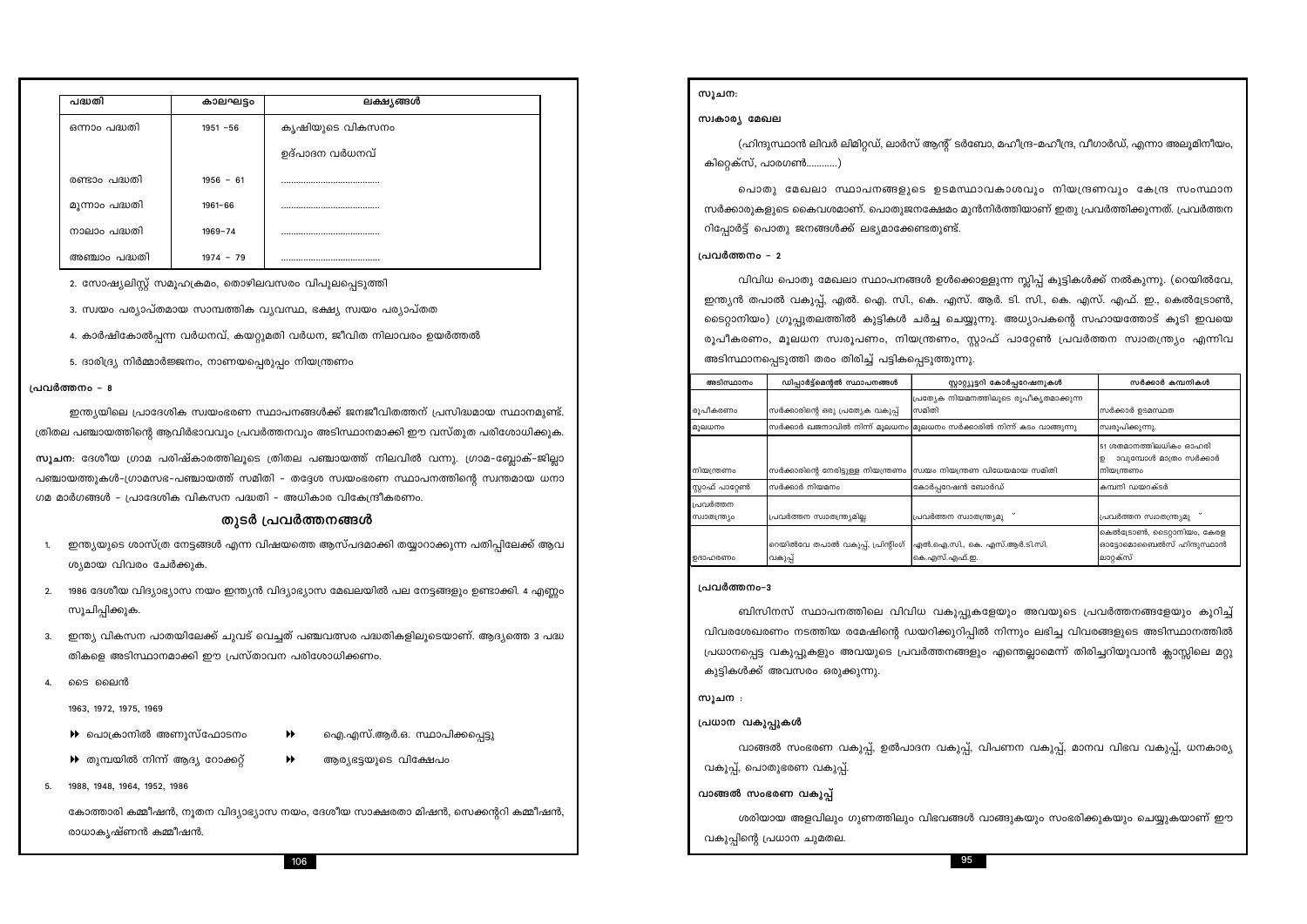| പദ്ധതി | കാലഘട്ടം | ലക്ഷ്യങ്ങൾ |
|---|---|---|
| ഒന്നാം പദ്ധതി | 1951 –56 | കൃഷിയുടെ വികസനം |
| | | ഉത്പാദന വർധനവ് |
| രണ്ടാം പദ്ധതി | 1956 – 61 | ........................................ |
| മൂന്നാം പദ്ധതി | 1961–66 | ........................................ |
| നാലാം പദ്ധതി | 1969–74 | ........................................ |
| അഞ്ചാം പദ്ധതി | 1974 – 79 | ........................................ |

2. സോഷ്യലിസ്റ്റ് സമൂഹക്രമം, തൊഴിലവസരം വിപുലപ്പെടുത്തി

3. സ്വയം പര്യാപ്തമായ സാമ്പത്തിക വ്യവസ്ഥ, ഭക്ഷ്യ സ്വയം പര്യാപ്തത

4. കാർഷികോൽപ്പന്ന വർധനവ്, കയറ്റുമതി വർധന, ജീവിത നിലാവരം ഉയർത്തൽ

5. ദാരിദ്ര്യ നിർമ്മാർജ്ജനം, നാണയപ്പെരുപ്പം നിയന്ത്രണം

**പ്രവർത്തനം – 8**

ഇന്ത്യയിലെ പ്രാദേശിക സ്വയംഭരണ സ്ഥാപനങ്ങൾക്ക് ജനജീവിതത്തെ പ്രസിദ്ധമായ സ്ഥാനമുണ്ട്. ത്രിതല പഞ്ചായത്തിന്റെ ആവിർഭാവവും പ്രവർത്തനവും അടിസ്ഥാനമാക്കി ഈ വസ്തുത പരിശോധിക്കുക.

**സൂചന:** ദേശീയ ഗ്രാമ പരിഷ്കാരത്തിലൂടെ ത്രിതല പഞ്ചായത്ത് നിലവിൽ വന്നു. ഗ്രാമ-ബ്ലോക്-ജില്ലാ പഞ്ചായത്തുകൾ-ഗ്രാമസഭ-പഞ്ചായത്ത് സമിതി - തദ്ദേശ സ്വയംഭരണ സ്ഥാപനത്തിന്റെ സ്വന്തമായ ധനാഗമ മാർഗങ്ങൾ - പ്രാദേശിക വികസന പദ്ധതി - അധികാര വികേന്ദ്രീകരണം.

## തുടർ പ്രവർത്തനങ്ങൾ

1. ഇന്ത്യയുടെ ശാസ്ത്ര നേട്ടങ്ങൾ എന്ന വിഷയത്തെ ആസ്പദമാക്കി തയ്യാറാക്കുന്ന പതിപ്പിലേക്ക് ആവശ്യമായ വിവരം ചേർക്കുക.
2. 1986 ദേശീയ വിദ്യാഭ്യാസ നയം ഇന്ത്യൻ വിദ്യാഭ്യാസ മേഖലയിൽ പല നേട്ടങ്ങളും ഉണ്ടാക്കി. 4 എണ്ണം സൂചിപ്പിക്കുക.
3. ഇന്ത്യ വികസന പാതയിലേക്ക് ചുവട് വെച്ചത് പഞ്ചവത്സര പദ്ധതികളിലൂടെയാണ്. ആദ്യത്തെ 3 പദ്ധതികളെ അടിസ്ഥാനമാക്കി ഈ പ്രസ്താവന പരിശോധിക്കണം.
4. ടൈ ലൈൻ

   1963, 1972, 1975, 1969

   - പൊക്രാനിൽ അണുസ്ഫോടനം
   - ഐ.എസ്.ആർ.ഒ. സ്ഥാപിക്കപ്പെട്ടു
   - തുമ്പയിൽ നിന്ന് ആദ്യ റോക്കറ്റ്
   - ആര്യഭട്ടയുടെ വിക്ഷേപം

5. 1988, 1948, 1964, 1952, 1986

   കോത്താരി കമ്മീഷൻ, നൂതന വിദ്യാഭ്യാസ നയം, ദേശീയ സാക്ഷരതാ മിഷൻ, സെക്കന്ററി കമ്മീഷൻ, രാധാകൃഷ്ണൻ കമ്മീഷൻ.

**സൂചന:**

**സ്വകാര്യ മേഖല**

(ഹിന്ദുസ്ഥാൻ ലിവർ ലിമിറ്റഡ്, ലാർസ് ആന്റ് ടർബോ, മഹീന്ദ്ര-മഹീന്ദ്ര, വീഗാർഡ്, എന്നാ അലൂമിനീയം, കിറ്റെക്സ്, പാരഗൺ............)

പൊതു മേഖലാ സ്ഥാപനങ്ങളുടെ ഉടമസ്ഥാവകാശവും നിയന്ത്രണവും കേന്ദ്ര സംസ്ഥാന സർക്കാരുകളുടെ കൈവശമാണ്. പൊതുജനക്ഷേമം മുൻനിർത്തിയാണ് ഇതു പ്രവർത്തിക്കുന്നത്. പ്രവർത്തന റിപ്പോർട്ട് പൊതു ജനങ്ങൾക്ക് ലഭ്യമാക്കേണ്ടതുണ്ട്.

**പ്രവർത്തനം – 2**

വിവിധ പൊതു മേഖലാ സ്ഥാപനങ്ങൾ ഉൾക്കൊള്ളുന്ന സ്ലിപ്പ് കുട്ടികൾക്ക് നൽകുന്നു. (റെയിൽവേ, ഇന്ത്യൻ തപാൽ വകുപ്പ്, എൽ. ഐ. സി., കെ. എസ്. ആർ. ടി. സി., കെ. എസ്. എഫ്. ഇ., കെൽട്രോൺ, ടൈറ്റാനിയം) ഗ്രൂപ്പുതലത്തിൽ കുട്ടികൾ ചർച്ച ചെയ്യുന്നു. അധ്യാപകന്റെ സഹായത്തോട് കൂടി ഇവയെ രൂപീകരണം, മൂലധന സ്വരൂപണം, നിയന്ത്രണം, സ്റ്റാഫ് പാറ്റേൺ പ്രവർത്തന സ്വാതന്ത്ര്യം എന്നിവ അടിസ്ഥാനപ്പെടുത്തി തരം തിരിച്ച് പട്ടികപ്പെടുത്തുന്നു.

| അടിസ്ഥാനം | ഡിപ്പാർട്ട്മെന്റൽ സ്ഥാപനങ്ങൾ | സ്റ്റാറ്റ്യൂട്ടറി കോർപ്പറേഷനുകൾ | സർക്കാർ കമ്പനികൾ |
|---|---|---|---|
| രൂപീകരണം | സർക്കാരിന്റെ ഒരു പ്രത്യേക വകുപ്പ് | പ്രത്യേക നിയമനത്തിലൂടെ രൂപീകൃതമാക്കുന്ന സമിതി | സർക്കാർ ഉടമസ്ഥത |
| മൂലധനം | സർക്കാർ ഖജനാവിൽ നിന്ന് മൂലധനം | മൂലധനം സർക്കാരിൽ നിന്ന് കടം വാങ്ങുന്നു | സ്വരൂപിക്കുന്നു. |
| നിയന്ത്രണം | സർക്കാരിന്റെ നേരിട്ടുള്ള നിയന്ത്രണം | സ്വയം നിയന്ത്രണ വിധേയമായ സമിതി | 51 ശതമാനത്തിലധികം ഓഹരി ഉ ാവുമ്പോൾ മാത്രം സർക്കാർ നിയന്ത്രണം |
| സ്റ്റാഫ് പാറ്റേൺ | സർക്കാർ നിയമനം | കോർപ്പറേഷൻ ബോർഡ് | കമ്പനി ഡയറക്ടർ |
| പ്രവർത്തന സ്വാതന്ത്ര്യം | പ്രവർത്തന സ്വാതന്ത്ര്യമില്ല | പ്രവർത്തന സ്വാതന്ത്ര്യമു ് | പ്രവർത്തന സ്വാതന്ത്ര്യമു ് |
| ഉദാഹരണം | റെയിൽവേ തപാൽ വകുപ്പ്, പ്രിന്റിംഗ് വകുപ്പ് | എൽ.ഐ.സി., കെ. എസ്.ആർ.ടി.സി. കെ.എസ്.എഫ്.ഇ. | കെൽട്രോൺ, ടൈറ്റാനിയം, കേരള ഓട്ടോമൊബൈൽസ് ഹിന്ദുസ്ഥാൻ ലാറ്റക്സ് |

**പ്രവർത്തനം–3**

ബിസിനസ് സ്ഥാപനത്തിലെ വിവിധ വകുപ്പുകളേയും അവയുടെ പ്രവർത്തനങ്ങളേയും കുറിച്ച് വിവരശേഖരണം നടത്തിയ രമേഷിന്റെ ഡയറിക്കുറിപ്പിൽ നിന്നും ലഭിച്ച വിവരങ്ങളുടെ അടിസ്ഥാനത്തിൽ പ്രധാനപ്പെട്ട വകുപ്പുകളും അവയുടെ പ്രവർത്തനങ്ങളും എന്തെല്ലാമെന്ന് തിരിച്ചറിയുവാൻ ക്ലാസ്സിലെ മറ്റു കുട്ടികൾക്ക് അവസരം ഒരുക്കുന്നു.

**സൂചന :**

**പ്രധാന വകുപ്പുകൾ**

വാങ്ങൽ സംഭരണ വകുപ്പ്, ഉൽപാദന വകുപ്പ്, വിപണന വകുപ്പ്, മാനവ വിഭവ വകുപ്പ്, ധനകാര്യ വകുപ്പ്, പൊതുഭരണ വകുപ്പ്.

**വാങ്ങൽ സംഭരണ വകുപ്പ്**

ശരിയായ അളവിലും ഗുണത്തിലും വിഭവങ്ങൾ വാങ്ങുകയും സംഭരിക്കുകയും ചെയ്യുകയാണ് ഈ വകുപ്പിന്റെ പ്രധാന ചുമതല.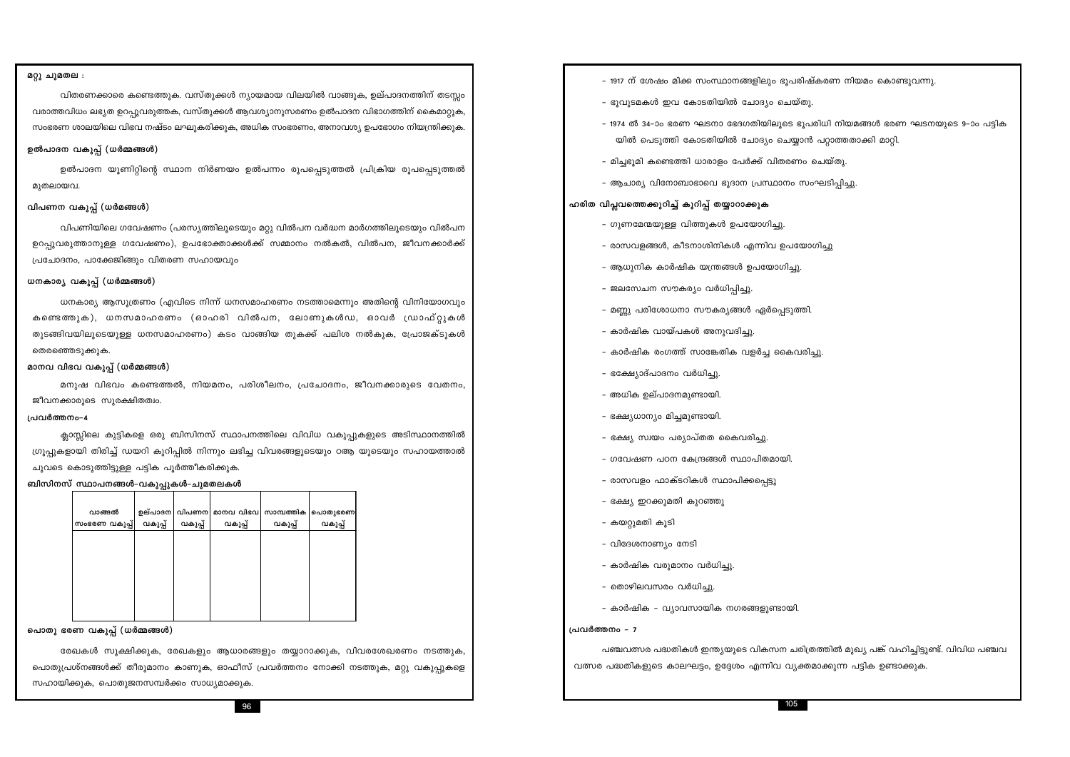**മറ്റു ചുമതല :**

വിതരണക്കാരെ കണ്ടെത്തുക. വസ്തുക്കൾ ന്യായമായ വിലയിൽ വാങ്ങുക, ഉല്പാദനത്തിന് തടസ്സം വരാത്തവിധം ലഭ്യത ഉറപ്പുവരുത്തക, വസ്തുക്കൾ ആവശ്യാനുസരണം ഉൽപാദന വിഭാഗത്തിന് കൈമാറ്റുക, സംഭരണ ശാലയിലെ വിഭവ നഷ്ടം ലഘൂകരിക്കുക, അധിക സംഭരണം, അനാവശ്യ ഉപഭോഗം നിയന്ത്രിക്കുക.

**ഉൽപാദന വകുപ്പ് (ധർമ്മങ്ങൾ)**

ഉൽപാദന യൂണിറ്റിന്റെ സ്ഥാന നിർണയം ഉൽപന്നം രൂപപ്പെടുത്തൽ പ്രിക്രിയ രൂപപ്പെടുത്തൽ മുതലായവ.

**വിപണന വകുപ്പ് (ധർമങ്ങൾ)**

വിപണിയിലെ ഗവേഷണം (പരസ്യത്തിലൂടെയും മറ്റു വിൽപന വർദ്ധന മാർഗത്തിലൂടെയും വിൽപന ഉറപ്പുവരുത്താനുള്ള ഗവേഷണം), ഉപഭോക്താക്കൾക്ക് സമ്മാനം നൽകൽ, വിൽപന, ജീവനക്കാർക്ക് പ്രചോദനം, പാക്കേജിങ്ങും വിതരണ സഹായവും

**ധനകാര്യ വകുപ്പ് (ധർമ്മങ്ങൾ)**

ധനകാര്യ ആസൂത്രണം (എവിടെ നിന്ന് ധനസമാഹരണം നടത്താമെന്നും അതിന്റെ വിനിയോഗവും കണ്ടെത്തുക), ധനസമാഹരണം (ഓഹരി വിൽപന, ലോണുകൾഡ, ഓവർ ഡ്രാഫ്റ്റുകൾ തുടങ്ങിയവിലൂടെയുള്ള ധനസമാഹരണം) കടം വാങ്ങിയ തുകക്ക് പലിശ നൽകുക, പ്രോജക്ടുകൾ തെരഞ്ഞെടുക്കുക.

**മാനവ വിഭവ വകുപ്പ് (ധർമ്മങ്ങൾ)**

മനുഷ്യ വിഭവം കണ്ടെത്തൽ, നിയമനം, പരിശീലനം, പ്രചോദനം, ജീവനക്കാരുടെ വേതനം, ജീവനക്കാരുടെ സുരക്ഷിതത്വം.

**പ്രവർത്തനം-4**

ക്ലാസ്സിലെ കുട്ടികളെ ഒരു ബിസിനസ് സ്ഥാപനത്തിലെ വിവിധ വകുപ്പുകളുടെ അടിസ്ഥാനത്തിൽ ഗ്രൂപ്പുകളായി തിരിച്ച് ഡയറി കുറിപ്പിൽ നിന്നും ലഭിച്ച വിവരങ്ങളുടെയും ദആ യുടെയും സഹായത്താൽ ചുവടെ കൊടുത്തിട്ടുള്ള പട്ടിക പൂർത്തീകരിക്കുക.

**ബിസിനസ് സ്ഥാപനങ്ങൾ-വകുപ്പുകൾ-ചുമതലകൾ**

| വാങ്ങൽ സംഭരണ വകുപ്പ് | ഉല്പാദന വകുപ്പ് | വിപണന വകുപ്പ് | മാനവ വിഭവ വകുപ്പ് | സാമ്പത്തിക വകുപ്പ് | പൊതുഭരണ വകുപ്പ് |
|---|---|---|---|---|---|
| | | | | | |

**പൊതു ഭരണ വകുപ്പ് (ധർമ്മങ്ങൾ)**

രേഖകൾ സൂക്ഷിക്കുക, രേഖകളും ആധാരങ്ങളും തയ്യാറാക്കുക, വിവരശേഖരണം നടത്തുക, പൊതുപ്രശ്നങ്ങൾക്ക് തീരുമാനം കാണുക, ഓഫീസ് പ്രവർത്തനം നോക്കി നടത്തുക, മറ്റു വകുപ്പുകളെ സഹായിക്കുക, പൊതുജനസമ്പർക്കം സാധ്യമാക്കുക.

- 1917 ന് ശേഷം മിക്ക സംസ്ഥാനങ്ങളിലും ഭൂപരിഷ്കരണ നിയമം കൊണ്ടുവന്നു.
- ഭൂവുടമകൾ ഇവ കോടതിയിൽ ചോദ്യം ചെയ്തു.
- 1974 ൽ 34-ാം ഭരണ ഘടനാ ഭേദഗതിയിലൂടെ ഭൂപരിധി നിയമങ്ങൾ ഭരണ ഘടനയുടെ 9-ാം പട്ടികയിൽ പെടുത്തി കോടതിയിൽ ചോദ്യം ചെയ്യാൻ പറ്റാത്തതാക്കി മാറ്റി.
- മിച്ചഭൂമി കണ്ടെത്തി ധാരാളം പേർക്ക് വിതരണം ചെയ്തു.
- ആചാര്യ വിനോബാഭാവെ ഭൂദാന പ്രസ്ഥാനം സംഘടിപ്പിച്ചു.

**ഹരിത വിപ്ലവത്തെക്കുറിച്ച് കുറിപ്പ് തയ്യാറാക്കുക**

- ഗുണമേന്മയുള്ള വിത്തുകൾ ഉപയോഗിച്ചു.
- രാസവളങ്ങൾ, കീടനാശിനികൾ എന്നിവ ഉപയോഗിച്ചു
- ആധുനിക കാർഷിക യന്ത്രങ്ങൾ ഉപയോഗിച്ചു.
- ജലസേചന സൗകര്യം വർധിപ്പിച്ചു.
- മണ്ണു പരിശോധനാ സൗകര്യങ്ങൾ ഏർപ്പെടുത്തി.
- കാർഷിക വായ്പകൾ അനുവദിച്ചു.
- കാർഷിക രംഗത്ത് സാങ്കേതിക വളർച്ച കൈവരിച്ചു.
- ഭക്ഷ്യോദ്പാദനം വർധിച്ചു.
- അധിക ഉല്പാദനമുണ്ടായി.
- ഭക്ഷ്യധാന്യം മിച്ചമുണ്ടായി.
- ഭക്ഷ്യ സ്വയം പര്യാപ്തത കൈവരിച്ചു.
- ഗവേഷണ പഠന കേന്ദ്രങ്ങൾ സ്ഥാപിതമായി.
- രാസവളം ഫാക്ടറികൾ സ്ഥാപിക്കപ്പെട്ടു
- ഭക്ഷ്യ ഇറക്കുമതി കുറഞ്ഞു
- കയറ്റുമതി കൂടി
- വിദേശനാണ്യം നേടി
- കാർഷിക വരുമാനം വർധിച്ചു.
- തൊഴിലവസരം വർധിച്ചു.
- കാർഷിക - വ്യാവസായിക നഗരങ്ങളുണ്ടായി.

**പ്രവർത്തനം - 7**

പഞ്ചവത്സര പദ്ധതികൾ ഇന്ത്യയുടെ വികസന ചരിത്രത്തിൽ മുഖ്യ പങ്ക് വഹിച്ചിട്ടുണ്ട്. വിവിധ പഞ്ചവത്സര പദ്ധതികളുടെ കാലഘട്ടം, ഉദ്ദേശം എന്നിവ വ്യക്തമാക്കുന്ന പട്ടിക ഉണ്ടാക്കുക.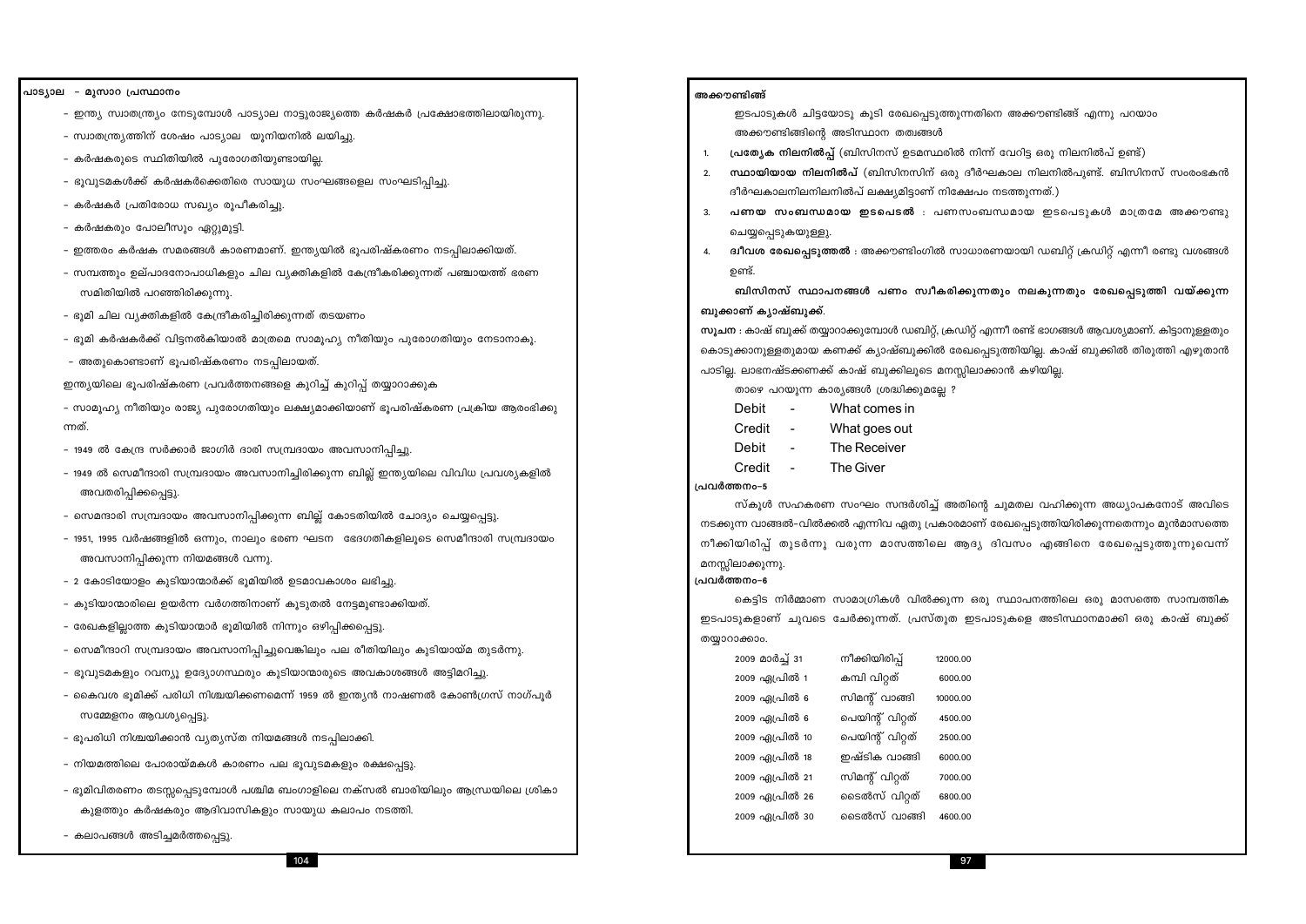## പാട്യാല – മുസാറ പ്രസ്ഥാനം

- ഇന്ത്യ സ്വാതന്ത്ര്യം നേടുമ്പോൾ പാട്യാല നാട്ടുരാജ്യത്തെ കർഷകർ പ്രക്ഷോഭത്തിലായിരുന്നു.
- സ്വാതന്ത്ര്യത്തിന് ശേഷം പാട്യാല യൂനിയനിൽ ലയിച്ചു.
- കർഷകരുടെ സ്ഥിതിയിൽ പുരോഗതിയുണ്ടായില്ല.
- ഭൂവുടമകൾക്ക് കർഷകർക്കെതിരെ സായുധ സംഘങ്ങളെല സംഘടിപ്പിച്ചു.
- കർഷകർ പ്രതിരോധ സഖ്യം രൂപീകരിച്ചു.
- കർഷകരും പോലീസും ഏറ്റുമുട്ടി.
- ഇത്തരം കർഷക സമരങ്ങൾ കാരണമാണ്. ഇന്ത്യയിൽ ഭൂപരിഷ്കരണം നടപ്പിലാക്കിയത്.
- സമ്പത്തും ഉല്പാദനോപാധികളും ചില വ്യക്തികളിൽ കേന്ദ്രീകരിക്കുന്നത് പഞ്ചായത്ത് ഭരണ സമിതിയിൽ പറഞ്ഞിരിക്കുന്നു.
- ഭൂമി ചില വ്യക്തികളിൽ കേന്ദ്രീകരിച്ചിരിക്കുന്നത് തടയണം
- ഭൂമി കർഷകർക്ക് വിട്ടുനൽകിയാൽ മാത്രമെ സാമൂഹ്യ നീതിയും പുരോഗതിയും നേടാനാകൂ.
- അതുകൊണ്ടാണ് ഭൂപരിഷ്കരണം നടപ്പിലായത്.

ഇന്ത്യയിലെ ഭൂപരിഷ്കരണ പ്രവർത്തനങ്ങളെ കുറിച്ച് കുറിപ്പ് തയ്യാറാക്കുക

- സാമൂഹ്യ നീതിയും രാജ്യ പുരോഗതിയും ലക്ഷ്യമാക്കിയാണ് ഭൂപരിഷ്കരണ പ്രക്രിയ ആരംഭിക്കുന്നത്.
- 1949 ൽ കേന്ദ്ര സർക്കാർ ജാഗിർ ദാരി സമ്പ്രദായം അവസാനിപ്പിച്ചു.
- 1949 ൽ സെമീന്ദാരി സമ്പ്രദായം അവസാനിച്ചിരിക്കുന്ന ബില്ല് ഇന്ത്യയിലെ വിവിധ പ്രവശ്യകളിൽ അവതരിപ്പിക്കപ്പെട്ടു.
- സെമന്ദാരി സമ്പ്രദായം അവസാനിപ്പിക്കുന്ന ബില്ല് കോടതിയിൽ ചോദ്യം ചെയ്യപ്പെട്ടു.
- 1951, 1995 വർഷങ്ങളിൽ ഒന്നും, നാലും ഭരണ ഘടന ഭേദഗതികളിലൂടെ സെമീന്ദാരി സമ്പ്രദായം അവസാനിപ്പിക്കുന്ന നിയമങ്ങൾ വന്നു.
- 2 കോടിയോളം കുടിയാന്മാർക്ക് ഭൂമിയിൽ ഉടമാവകാശം ലഭിച്ചു.
- കുടിയാന്മാരിലെ ഉയർന്ന വർഗത്തിനാണ് കൂടുതൽ നേട്ടമുണ്ടാക്കിയത്.
- രേഖകളില്ലാത്ത കുടിയാന്മാർ ഭൂമിയിൽ നിന്നും ഒഴിപ്പിക്കപ്പെട്ടു.
- സെമീന്ദാരി സമ്പ്രദായം അവസാനിപ്പിച്ചുവെങ്കിലും പല രീതിയിലും കുടിയായ്മ തുടർന്നു.
- ഭൂവുടമകളും റവന്യൂ ഉദ്യോഗസ്ഥരും കുടിയാന്മാരുടെ അവകാശങ്ങൾ അട്ടിമറിച്ചു.
- കൈവശ ഭൂമിക്ക് പരിധി നിശ്ചയിക്കണമെന്ന് 1959 ൽ ഇന്ത്യൻ നാഷണൽ കോൺഗ്രസ് നാഗ്പൂർ സമ്മേളനം ആവശ്യപ്പെട്ടു.
- ഭൂപരിധി നിശ്ചയിക്കാൻ വ്യത്യസ്ത നിയമങ്ങൾ നടപ്പിലാക്കി.
- നിയമത്തിലെ പോരായ്മകൾ കാരണം പല ഭൂവുടമകളും രക്ഷപ്പെട്ടു.
- ഭൂമിവിതരണം തടസ്സപ്പെടുമ്പോൾ പശ്ചിമ ബംഗാളിലെ നക്സൽ ബാരിയിലും ആന്ധ്രയിലെ ശ്രികാകുളത്തും കർഷകരും ആദിവാസികളും സായുധ കലാപം നടത്തി.
- കലാപങ്ങൾ അടിച്ചമർത്തപ്പെട്ടു.

## അക്കൗണ്ടിങ്ങ്

ഇടപാടുകൾ ചിട്ടയോടു കൂടി രേഖപ്പെടുത്തുന്നതിനെ അക്കൗണ്ടിങ്ങ് എന്നു പറയാം

അക്കൗണ്ടിങ്ങിന്റെ അടിസ്ഥാന തത്വങ്ങൾ

1. **പ്രത്യേക നിലനിൽപ്പ്** (ബിസിനസ് ഉടമസ്ഥരിൽ നിന്ന് വേറിട്ട ഒരു നിലനിൽപ് ഉണ്ട്)
2. **സ്ഥായിയായ നിലനിൽപ്** (ബിസിനസിന് ഒരു ദീർഘകാല നിലനിൽപുണ്ട്. ബിസിനസ് സംരംഭകൻ ദീർഘകാലനിലനിലനിൽപ് ലക്ഷ്യമിട്ടാണ് നിക്ഷേപം നടത്തുന്നത്.)
3. **പണയ സംബന്ധമായ ഇടപെടൽ** : പണസംബന്ധമായ ഇടപെടുകൾ മാത്രമേ അക്കൗണ്ടു ചെയ്യപ്പെടുകയുള്ളു.
4. **ദ്വീവശ രേഖപ്പെടുത്തൽ** : അക്കൗണ്ടിംഗിൽ സാധാരണയായി ഡബിറ്റ് ക്രഡിറ്റ് എന്നീ രണ്ടു വശങ്ങൾ ഉണ്ട്.

**ബിസിനസ് സ്ഥാപനങ്ങൾ പണം സ്വീകരിക്കുന്നതും നലകുന്നതും രേഖപ്പെടുത്തി വയ്ക്കുന്ന ബുക്കാണ് ക്യാഷ്ബുക്ക്.**

**സൂചന** : കാഷ് ബുക്ക് തയ്യാറാക്കുമ്പോൾ ഡബിറ്റ്, ക്രഡിറ്റ് എന്നീ രണ്ട് ഭാഗങ്ങൾ ആവശ്യമാണ്. കിട്ടാനുള്ളതും കൊടുക്കാനുള്ളതുമായ കണക്ക് ക്യാഷ്ബുക്കിൽ രേഖപ്പെടുത്തിയില്ല. കാഷ് ബുക്കിൽ തിരുത്തി എഴുതാൻ പാടില്ല. ലാഭനഷ്ടക്കണക്ക് കാഷ് ബുക്കിലൂടെ മനസ്സിലാക്കാൻ കഴിയില്ല.

താഴെ പറയുന്ന കാര്യങ്ങൾ ശ്രദ്ധിക്കുമല്ലോ ?

Debit - What comes in
Credit - What goes out
Debit - The Receiver
Credit - The Giver

**പ്രവർത്തനം–5**

സ്കൂൾ സഹകരണ സംഘം സന്ദർശിച്ച് അതിന്റെ ചുമതല വഹിക്കുന്ന അധ്യാപകനോട് അവിടെ നടക്കുന്ന വാങ്ങൽ-വിൽക്കൽ എന്നിവ ഏതു പ്രകാരമാണ് രേഖപ്പെടുത്തിയിരിക്കുന്നതെന്നും മുൻമാസത്തെ നീക്കിയിരിപ്പ് തുടർന്നു വരുന്ന മാസത്തിലെ ആദ്യ ദിവസം എങ്ങിനെ രേഖപ്പെടുത്തുന്നുവെന്ന് മനസ്സിലാക്കുന്നു.

**പ്രവർത്തനം–6**

കെട്ടിട നിർമ്മാണ സാമാഗ്രികൾ വിൽക്കുന്ന ഒരു സ്ഥാപനത്തിലെ ഒരു മാസത്തെ സാമ്പത്തിക ഇടപാടുകളാണ് ചുവടെ ചേർക്കുന്നത്. പ്രസ്തുത ഇടപാടുകളെ അടിസ്ഥാനമാക്കി ഒരു കാഷ് ബുക്ക് തയ്യാറാക്കാം.

| | | |
|---|---|---|
| 2009 മാർച്ച് 31 | നീക്കിയിരിപ്പ് | 12000.00 |
| 2009 ഏപ്രിൽ 1 | കമ്പി വിറ്റത് | 6000.00 |
| 2009 ഏപ്രിൽ 6 | സിമന്റ് വാങ്ങി | 10000.00 |
| 2009 ഏപ്രിൽ 6 | പെയിന്റ് വിറ്റത് | 4500.00 |
| 2009 ഏപ്രിൽ 10 | പെയിന്റ് വിറ്റത് | 2500.00 |
| 2009 ഏപ്രിൽ 18 | ഇഷ്ടിക വാങ്ങി | 6000.00 |
| 2009 ഏപ്രിൽ 21 | സിമന്റ് വിറ്റത് | 7000.00 |
| 2009 ഏപ്രിൽ 26 | ടൈൽസ് വിറ്റത് | 6800.00 |
| 2009 ഏപ്രിൽ 30 | ടൈൽസ് വാങ്ങി | 4600.00 |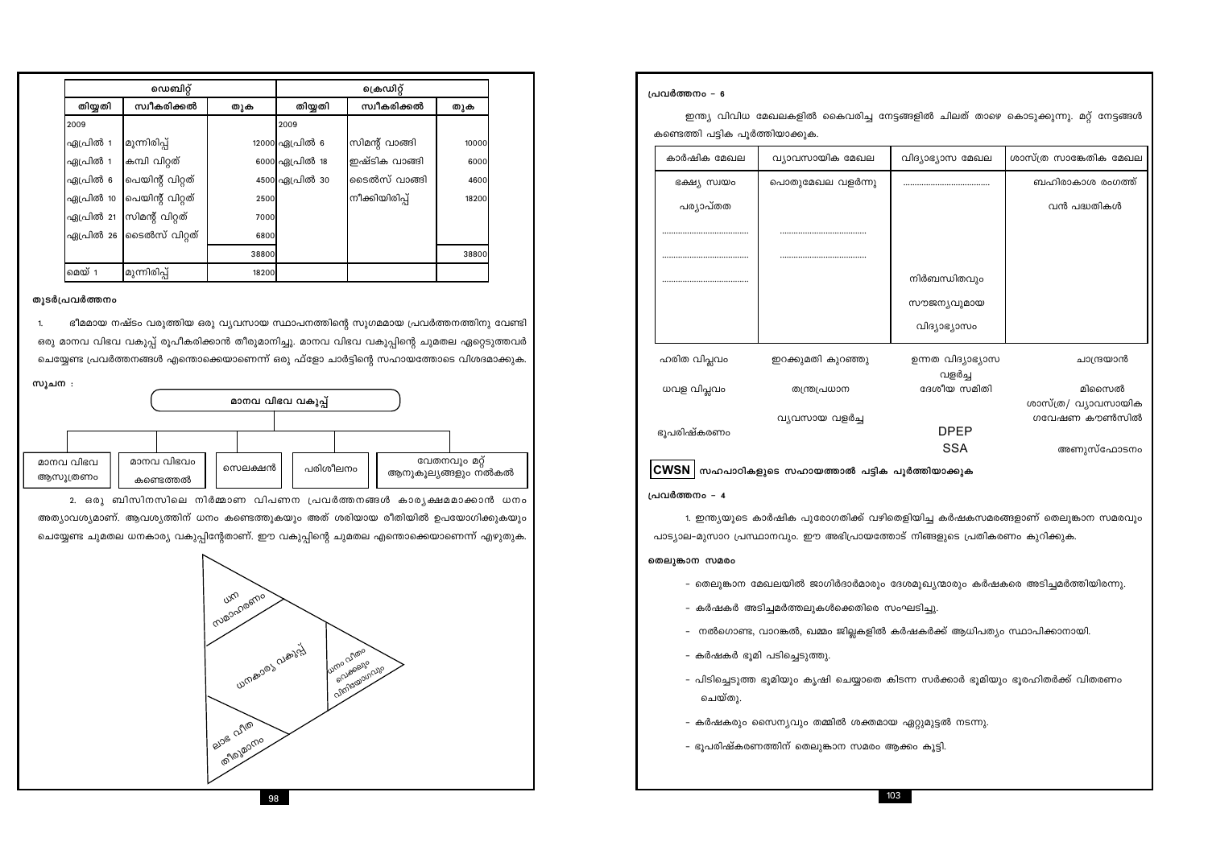| ഡെബിറ്റ് | | | ക്രെഡിറ്റ് | | |
|---|---|---|---|---|---|
| തിയ്യതി | സ്വീകരിക്കൽ | തുക | തിയ്യതി | സ്വീകരിക്കൽ | തുക |
| 2009 | | | 2009 | | |
| ഏപ്രിൽ 1 | മുന്നിരിപ്പ് | 12000 | ഏപ്രിൽ 6 | സിമന്റ് വാങ്ങി | 10000 |
| ഏപ്രിൽ 1 | കമ്പി വിറ്റത് | 6000 | ഏപ്രിൽ 18 | ഇഷ്ടിക വാങ്ങി | 6000 |
| ഏപ്രിൽ 6 | പെയിന്റ് വിറ്റത് | 4500 | ഏപ്രിൽ 30 | ടൈൽസ് വാങ്ങി | 4600 |
| ഏപ്രിൽ 10 | പെയിന്റ് വിറ്റത് | 2500 | | നീക്കിയിരിപ്പ് | 18200 |
| ഏപ്രിൽ 21 | സിമന്റ് വിറ്റത് | 7000 | | | |
| ഏപ്രിൽ 26 | ടൈൽസ് വിറ്റത് | 6800 | | | |
| | | 38800 | | | 38800 |
| മെയ് 1 | മുന്നിരിപ്പ് | 18200 | | | |

**തുടർപ്രവർത്തനം**

1. ഭീമമായ നഷ്ടം വരുത്തിയ ഒരു വ്യവസായ സ്ഥാപനത്തിന്റെ സുഗമമായ പ്രവർത്തനത്തിനു വേണ്ടി ഒരു മാനവ വിഭവ വകുപ്പ് രൂപീകരിക്കാൻ തീരുമാനിച്ചു. മാനവ വിഭവ വകുപ്പിന്റെ ചുമതല ഏറ്റെടുത്തവർ ചെയ്യേണ്ട പ്രവർത്തനങ്ങൾ എന്തൊക്കെയാണെന്ന് ഒരു ഫ്ളോ ചാർട്ടിന്റെ സഹായത്തോടെ വിശദമാക്കുക.

**സൂചന :**

മാനവ വിഭവ വകുപ്പ്
- മാനവ വിഭവ ആസൂത്രണം
- മാനവ വിഭവം കണ്ടെത്തൽ
- സെലക്ഷൻ
- പരിശീലനം
- വേതനവും മറ്റ് ആനുകൂല്യങ്ങളും നൽകൽ

2. ഒരു ബിസിനസിലെ നിർമ്മാണ വിപണന പ്രവർത്തനങ്ങൾ കാര്യക്ഷമമാക്കാൻ ധനം അത്യാവശ്യമാണ്. ആവശ്യത്തിന് ധനം കണ്ടെത്തുകയും അത് ശരിയായ രീതിയിൽ ഉപയോഗിക്കുകയും ചെയ്യേണ്ട ചുമതല ധനകാര്യ വകുപ്പിന്റേതാണ്. ഈ വകുപ്പിന്റെ ചുമതല എന്തൊക്കെയാണെന്ന് എഴുതുക.

ധനകാര്യ വകുപ്പ്
- ധന സമാഹരണം
- ധനം വിനിയോഗം
- ലാഭ വീത തീരുമാനം

**പ്രവർത്തനം - 6**

ഇന്ത്യ വിവിധ മേഖലകളിൽ കൈവരിച്ച നേട്ടങ്ങളിൽ ചിലത് താഴെ കൊടുക്കുന്നു. മറ്റ് നേട്ടങ്ങൾ കണ്ടെത്തി പട്ടിക പൂർത്തിയാക്കുക.

| കാർഷിക മേഖല | വ്യാവസായിക മേഖല | വിദ്യാഭ്യാസ മേഖല | ശാസ്ത്ര സാങ്കേതിക മേഖല |
|---|---|---|---|
| ഭക്ഷ്യ സ്വയം | പൊതുമേഖല വളർന്നു | .................................. | ബഹിരാകാശ രംഗത്ത് |
| പര്യാപ്തത | | | വൻ പദ്ധതികൾ |
| .................................. | .................................. | | |
| .................................. | .................................. | | |
| .................................. | | നിർബന്ധിതവും | |
| | | സൗജന്യവുമായ | |
| | | വിദ്യാഭ്യാസം | |

| | | | |
|---|---|---|---|
| ഹരിത വിപ്ലവം | ഇറക്കുമതി കുറഞ്ഞു | ഉന്നത വിദ്യാഭ്യാസ വളർച്ച | ചാന്ദ്രയാൻ |
| ധവള വിപ്ലവം | തന്ത്രപ്രധാന | ദേശീയ സമിതി | മിസൈൽ |
| | വ്യവസായ വളർച്ച | | ശാസ്ത്ര/ വ്യാവസായിക ഗവേഷണ കൗൺസിൽ |
| ഭൂപരിഷ്കരണം | | DPEP | |
| | | SSA | അണുസ്ഫോടനം |

**CWSN** **സഹപാഠികളുടെ സഹായത്താൽ പട്ടിക പൂർത്തിയാക്കുക**

**പ്രവർത്തനം - 4**

1. ഇന്ത്യയുടെ കാർഷിക പുരോഗതിക്ക് വഴിതെളിയിച്ച കർഷകസമരങ്ങളാണ് തെലുങ്കാന സമരവും പാട്യാല-മുസാറ പ്രസ്ഥാനവും. ഈ അഭിപ്രായത്തോട് നിങ്ങളുടെ പ്രതികരണം കുറിക്കുക.

**തെലുങ്കാന സമരം**

- തെലുങ്കാന മേഖലയിൽ ജാഗിർദാർമാരും ദേശമുഖ്യന്മാരും കർഷകരെ അടിച്ചമർത്തിയിരുന്നു.
- കർഷകർ അടിച്ചമർത്തലുകൾക്കെതിരെ സംഘടിച്ചു.
- നൽഗൊണ്ട, വാറങ്കൽ, ഖമ്മം ജില്ലകളിൽ കർഷകർക്ക് ആധിപത്യം സ്ഥാപിക്കാനായി.
- കർഷകർ ഭൂമി പിടിച്ചെടുത്തു.
- പിടിച്ചെടുത്ത ഭൂമിയും കൃഷി ചെയ്യാതെ കിടന്ന സർക്കാർ ഭൂമിയും ഭൂരഹിതർക്ക് വിതരണം ചെയ്തു.
- കർഷകരും സൈന്യവും തമ്മിൽ ശക്തമായ ഏറ്റുമുട്ടൽ നടന്നു.
- ഭൂപരിഷ്കരണത്തിന് തെലുങ്കാന സമരം ആക്കം കൂട്ടി.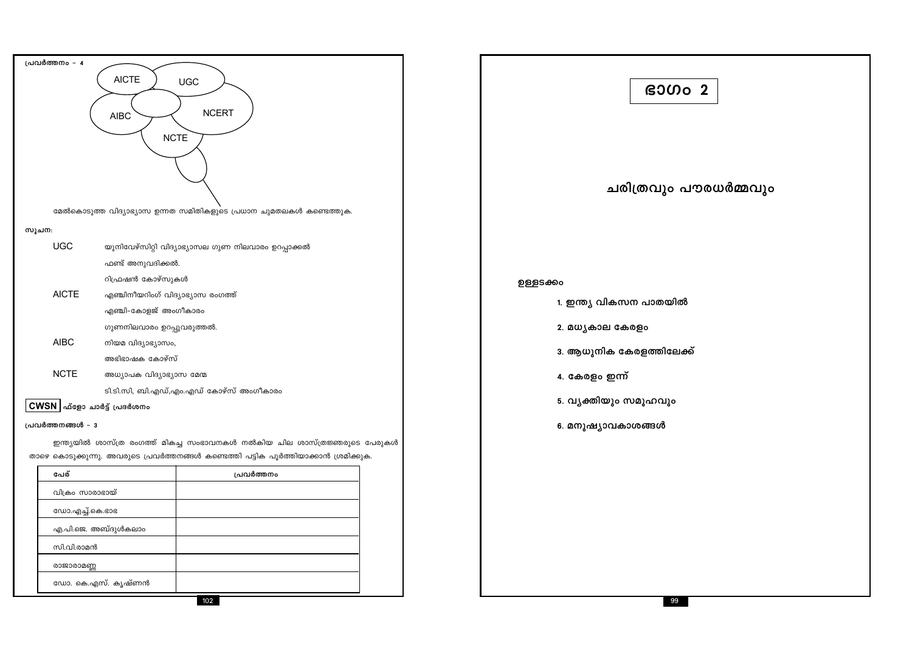പ്രവർത്തനം – 4

AICTE, UGC, AIBC, NCERT, NCTE

മേൽകൊടുത്ത വിദ്യാഭ്യാസ ഉന്നത സമിതികളുടെ പ്രധാന ചുമതലകൾ കണ്ടെത്തുക.

സൂചന:

| | |
|---|---|
| UGC | യൂനിവേഴ്സിറ്റി വിദ്യാഭ്യാസല ഗുണ നിലവാരം ഉറപ്പാക്കൽ |
| | ഫണ്ട് അനുവദിക്കൽ. |
| | റിഫ്രഷൻ കോഴ്സുകൾ |
| AICTE | എഞ്ചിനീയറിംഗ് വിദ്യാഭ്യാസ രംഗത്ത് |
| | എഞ്ചി-കോളജ് അംഗീകാരം |
| | ഗുണനിലവാരം ഉറപ്പുവരുത്തൽ. |
| AIBC | നിയമ വിദ്യാഭ്യാസം, |
| | അഭിഭാഷക കോഴ്സ് |
| NCTE | അധ്യാപക വിദ്യാഭ്യാസ മേന്മ |
| | ടി.ടി.സി, ബി.എഡ്,എം.എഡ് കോഴ്സ് അംഗീകാരം |

**CWSN** ഫ്ളോ ചാർട്ട് പ്രദർശനം

പ്രവർത്തനങ്ങൾ – 3

ഇന്ത്യയിൽ ശാസ്ത്ര രംഗത്ത് മികച്ച സംഭാവനകൾ നൽകിയ ചില ശാസ്ത്രജ്ഞരുടെ പേരുകൾ താഴെ കൊടുക്കുന്നു. അവരുടെ പ്രവർത്തനങ്ങൾ കണ്ടെത്തി പട്ടിക പൂർത്തിയാക്കാൻ ശ്രമിക്കുക.

| പേര് | പ്രവർത്തനം |
|---|---|
| വിക്രം സാരാഭായ് | |
| ഡോ.എച്ച്.കെ.ഭാഭ | |
| എ.പി.ജെ. അബ്ദുൾകലാം | |
| സി.വി.രാമൻ | |
| രാജാരാമണ്ണ | |
| ഡോ. കെ.എസ്. കൃഷ്ണൻ | |

# ഭാഗം 2

## ചരിത്രവും പൗരധർമ്മവും

**ഉള്ളടക്കം**

1. ഇന്ത്യ വികസന പാതയിൽ
2. മധ്യകാല കേരളം
3. ആധുനിക കേരളത്തിലേക്ക്
4. കേരളം ഇന്ന്
5. വ്യക്തിയും സമൂഹവും
6. മനുഷ്യാവകാശങ്ങൾ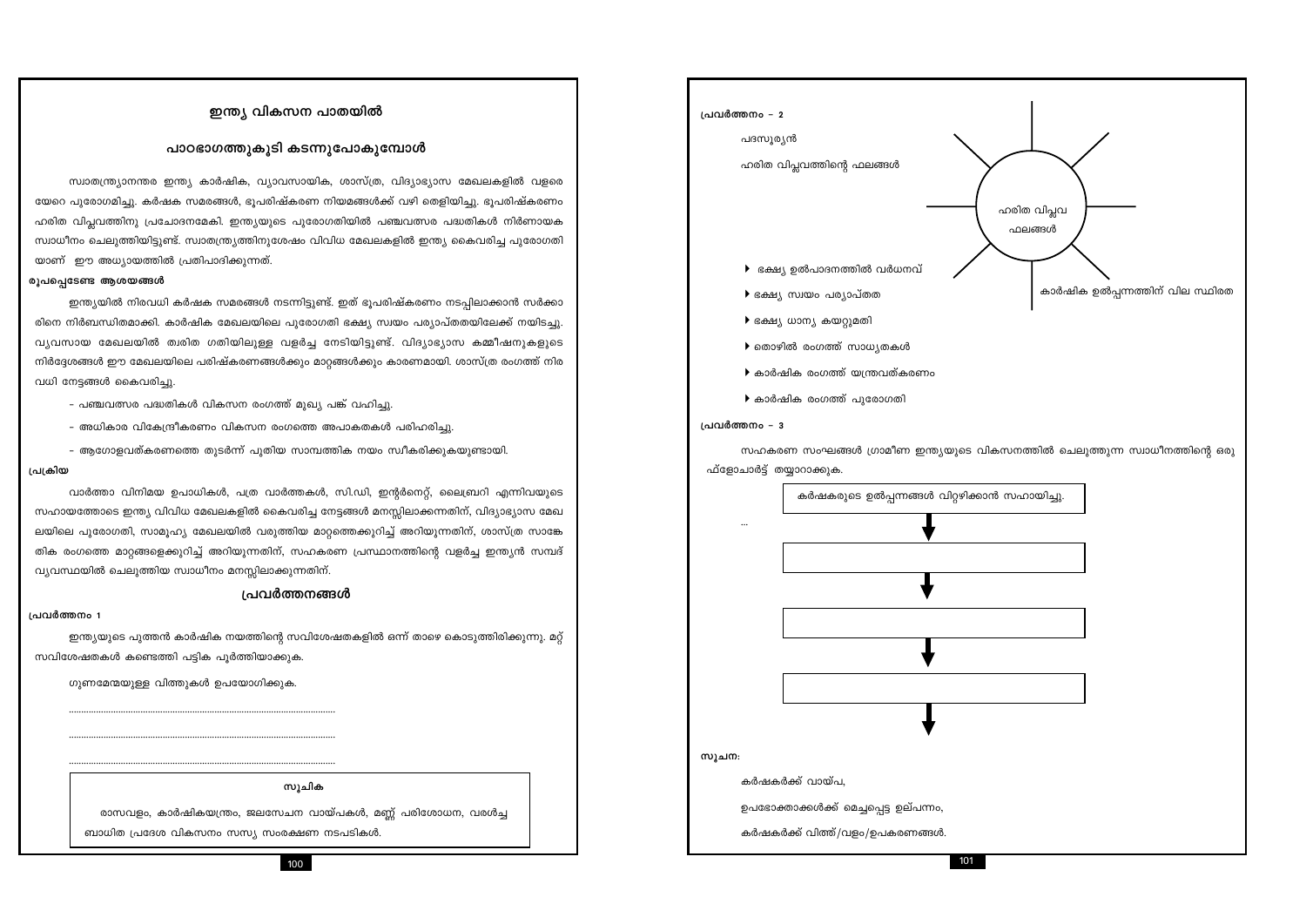# ഇന്ത്യ വികസന പാതയിൽ

## പാഠഭാഗത്തുകൂടി കടന്നുപോകുമ്പോൾ

സ്വാതന്ത്ര്യാനന്തര ഇന്ത്യ കാർഷിക, വ്യാവസായിക, ശാസ്ത്ര, വിദ്യാഭ്യാസ മേഖലകളിൽ വളരെ യേറെ പുരോഗമിച്ചു. കർഷക സമരങ്ങൾ, ഭൂപരിഷ്കരണ നിയമങ്ങൾക്ക് വഴി തെളിയിച്ചു. ഭൂപരിഷ്കരണം ഹരിത വിപ്ലവത്തിനു പ്രചോദനമേകി. ഇന്ത്യയുടെ പുരോഗതിയിൽ പഞ്ചവത്സര പദ്ധതികൾ നിർണായക സ്വാധീനം ചെലുത്തിയിട്ടുണ്ട്. സ്വാതന്ത്ര്യത്തിനുശേഷം വിവിധ മേഖലകളിൽ ഇന്ത്യ കൈവരിച്ച പുരോഗതി യാണ് ഈ അധ്യായത്തിൽ പ്രതിപാദിക്കുന്നത്.

**രൂപപ്പെടേണ്ട ആശയങ്ങൾ**

ഇന്ത്യയിൽ നിരവധി കർഷക സമരങ്ങൾ നടന്നിട്ടുണ്ട്. ഇത് ഭൂപരിഷ്കരണം നടപ്പിലാക്കാൻ സർക്കാ രിനെ നിർബന്ധിതമാക്കി. കാർഷിക മേഖലയിലെ പുരോഗതി ഭക്ഷ്യ സ്വയം പര്യാപ്തതയിലേക്ക് നയിച്ചു. വ്യവസായ മേഖലയിൽ ത്വരിത ഗതിയിലുള്ള വളർച്ച നേടിയിട്ടുണ്ട്. വിദ്യാഭ്യാസ കമ്മീഷനുകളുടെ നിർദ്ദേശങ്ങൾ ഈ മേഖലയിലെ പരിഷ്കരണങ്ങൾക്കും മാറ്റങ്ങൾക്കും കാരണമായി. ശാസ്ത്ര രംഗത്ത് നിര വധി നേട്ടങ്ങൾ കൈവരിച്ചു.

- പഞ്ചവത്സര പദ്ധതികൾ വികസന രംഗത്ത് മുഖ്യ പങ്ക് വഹിച്ചു.
- അധികാര വികേന്ദ്രീകരണം വികസന രംഗത്തെ അപാകതകൾ പരിഹരിച്ചു.
- ആഗോളവത്കരണത്തെ തുടർന്ന് പുതിയ സാമ്പത്തിക നയം സ്വീകരിക്കുകയുണ്ടായി.

**പ്രക്രിയ**

വാർത്താ വിനിമയ ഉപാധികൾ, പത്ര വാർത്തകൾ, സി.ഡി, ഇന്റർനെറ്റ്, ലൈബ്രറി എന്നിവയുടെ സഹായത്തോടെ ഇന്ത്യ വിവിധ മേഖലകളിൽ കൈവരിച്ച നേട്ടങ്ങൾ മനസ്സിലാക്കുന്നതിന്, വിദ്യാഭ്യാസ മേഖ ലയിലെ പുരോഗതി, സാമൂഹ്യ മേഖലയിൽ വരുത്തിയ മാറ്റത്തെക്കുറിച്ച് അറിയുന്നതിന്, ശാസ്ത്ര സാങ്കേ തിക രംഗത്തെ മാറ്റങ്ങളെക്കുറിച്ച് അറിയുന്നതിന്, സഹകരണ പ്രസ്ഥാനത്തിന്റെ വളർച്ച ഇന്ത്യൻ സമ്പദ് വ്യവസ്ഥയിൽ ചെലുത്തിയ സ്വാധീനം മനസ്സിലാക്കുന്നതിന്.

## പ്രവർത്തനങ്ങൾ

**പ്രവർത്തനം 1**

ഇന്ത്യയുടെ പുത്തൻ കാർഷിക നയത്തിന്റെ സവിശേഷതകളിൽ ഒന്ന് താഴെ കൊടുത്തിരിക്കുന്നു. മറ്റ് സവിശേഷതകൾ കണ്ടെത്തി പട്ടിക പൂർത്തിയാക്കുക.

ഗുണമേന്മയുള്ള വിത്തുകൾ ഉപയോഗിക്കുക.

.....................................................................................................

.....................................................................................................

.....................................................................................................

**സൂചിക**

രാസവളം, കാർഷികയന്ത്രം, ജലസേചന വായ്പകൾ, മണ്ണ് പരിശോധന, വരൾച്ച ബാധിത പ്രദേശ വികസനം സസ്യ സംരക്ഷണ നടപടികൾ.

**പ്രവർത്തനം – 2**

പദസൂര്യൻ

ഹരിത വിപ്ലവത്തിന്റെ ഫലങ്ങൾ

ഹരിത വിപ്ലവ ഫലങ്ങൾ

കാർഷിക ഉൽപ്പന്നത്തിന് വില സ്ഥിരത

- ഭക്ഷ്യ ഉൽപാദനത്തിൽ വർധനവ്
- ഭക്ഷ്യ സ്വയം പര്യാപ്തത
- ഭക്ഷ്യ ധാന്യ കയറ്റുമതി
- തൊഴിൽ രംഗത്ത് സാധ്യതകൾ
- കാർഷിക രംഗത്ത് യന്ത്രവത്കരണം
- കാർഷിക രംഗത്ത് പുരോഗതി

**പ്രവർത്തനം – 3**

സഹകരണ സംഘങ്ങൾ ഗ്രാമീണ ഇന്ത്യയുടെ വികസനത്തിൽ ചെലുത്തുന്ന സ്വാധീനത്തിന്റെ ഒരു ഫ്ളോചാർട്ട് തയ്യാറാക്കുക.

കർഷകരുടെ ഉൽപ്പന്നങ്ങൾ വിറ്റഴിക്കാൻ സഹായിച്ചു.

↓

...

↓

...

↓

...

↓

**സൂചന:**

കർഷകർക്ക് വായ്പ,

ഉപഭോക്താക്കൾക്ക് മെച്ചപ്പെട്ട ഉല്പന്നം,

കർഷകർക്ക് വിത്ത്/വളം/ഉപകരണങ്ങൾ.